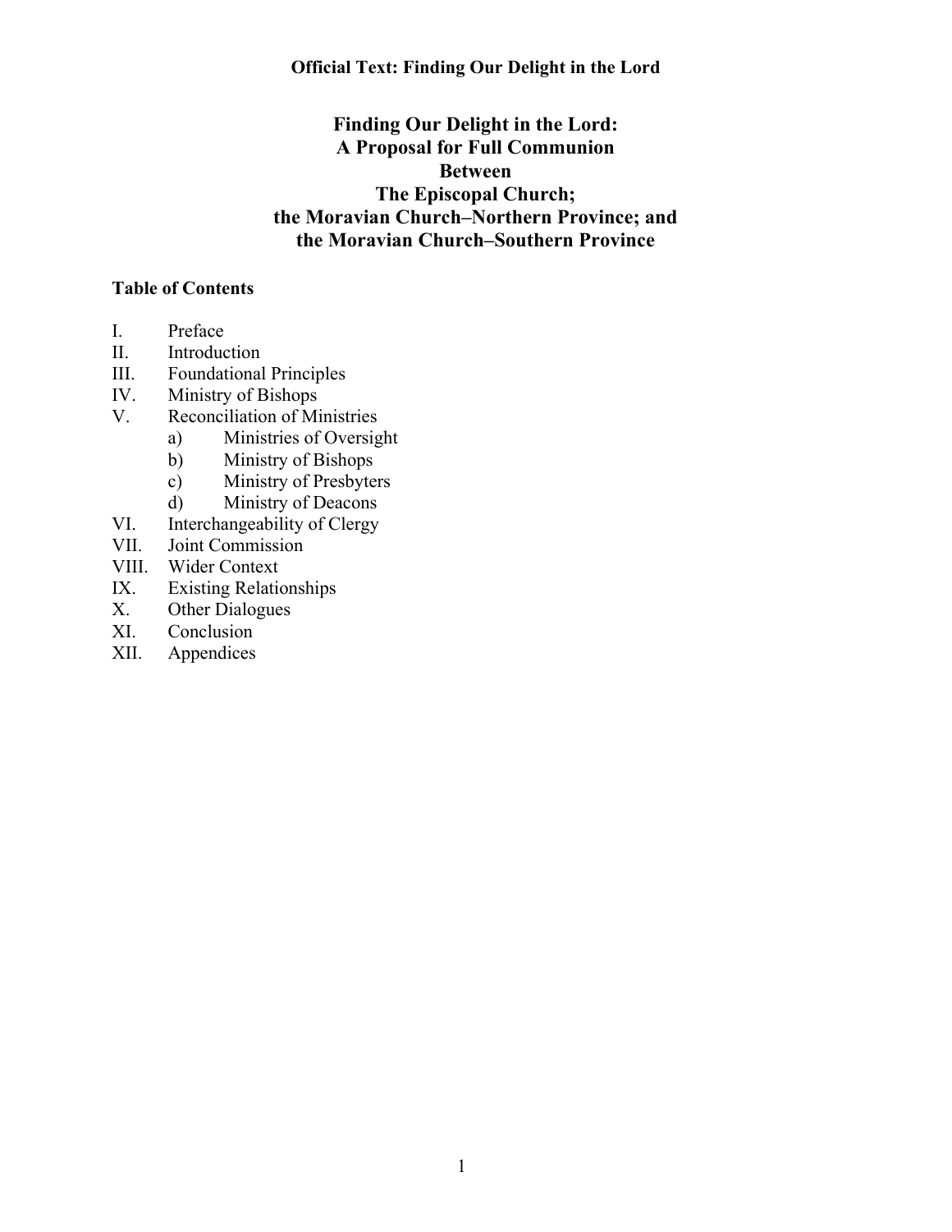**Official Text: Finding Our Delight in the Lord**

# Finding Our Delight in the Lord: A Proposal for Full Communion Between The Episcopal Church; the Moravian Church–Northern Province; and the Moravian Church–Southern Province

**Table of Contents**

- I. Preface
- II. Introduction
- III. Foundational Principles
- IV. Ministry of Bishops
- V. Reconciliation of Ministries
    - a) Ministries of Oversight
    - b) Ministry of Bishops
    - c) Ministry of Presbyters
    - d) Ministry of Deacons
- VI. Interchangeability of Clergy
- VII. Joint Commission
- VIII. Wider Context
- IX. Existing Relationships
- X. Other Dialogues
- XI. Conclusion
- XII. Appendices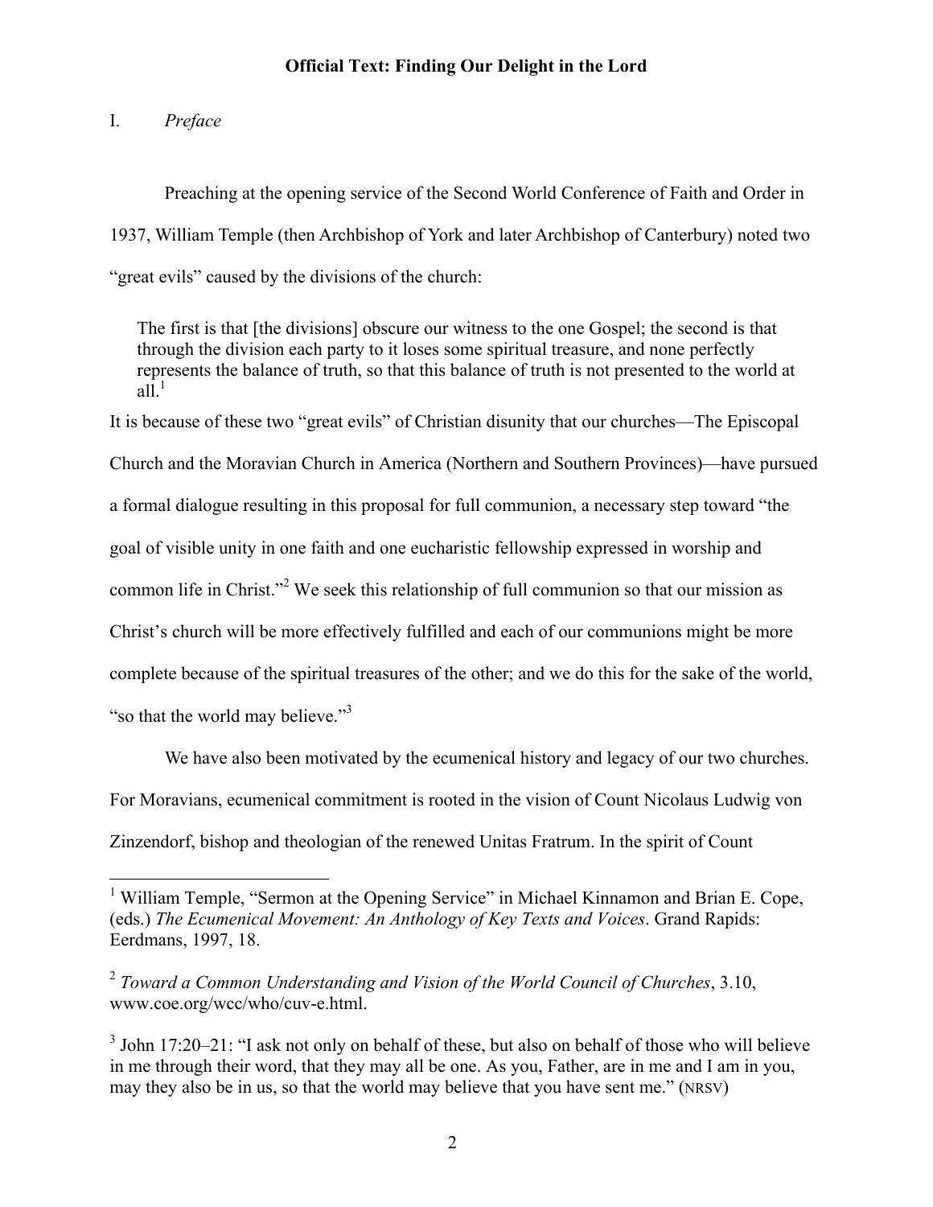**Official Text: Finding Our Delight in the Lord**

I. *Preface*

Preaching at the opening service of the Second World Conference of Faith and Order in 1937, William Temple (then Archbishop of York and later Archbishop of Canterbury) noted two "great evils" caused by the divisions of the church:

> The first is that [the divisions] obscure our witness to the one Gospel; the second is that through the division each party to it loses some spiritual treasure, and none perfectly represents the balance of truth, so that this balance of truth is not presented to the world at all.[1]

It is because of these two "great evils" of Christian disunity that our churches—The Episcopal Church and the Moravian Church in America (Northern and Southern Provinces)—have pursued a formal dialogue resulting in this proposal for full communion, a necessary step toward "the goal of visible unity in one faith and one eucharistic fellowship expressed in worship and common life in Christ."[2] We seek this relationship of full communion so that our mission as Christ's church will be more effectively fulfilled and each of our communions might be more complete because of the spiritual treasures of the other; and we do this for the sake of the world, "so that the world may believe."[3]

We have also been motivated by the ecumenical history and legacy of our two churches. For Moravians, ecumenical commitment is rooted in the vision of Count Nicolaus Ludwig von Zinzendorf, bishop and theologian of the renewed Unitas Fratrum. In the spirit of Count

---

[1] William Temple, "Sermon at the Opening Service" in Michael Kinnamon and Brian E. Cope, (eds.) *The Ecumenical Movement: An Anthology of Key Texts and Voices*. Grand Rapids: Eerdmans, 1997, 18.

[2] *Toward a Common Understanding and Vision of the World Council of Churches*, 3.10, www.coe.org/wcc/who/cuv-e.html.

[3] John 17:20–21: "I ask not only on behalf of these, but also on behalf of those who will believe in me through their word, that they may all be one. As you, Father, are in me and I am in you, may they also be in us, so that the world may believe that you have sent me." (NRSV)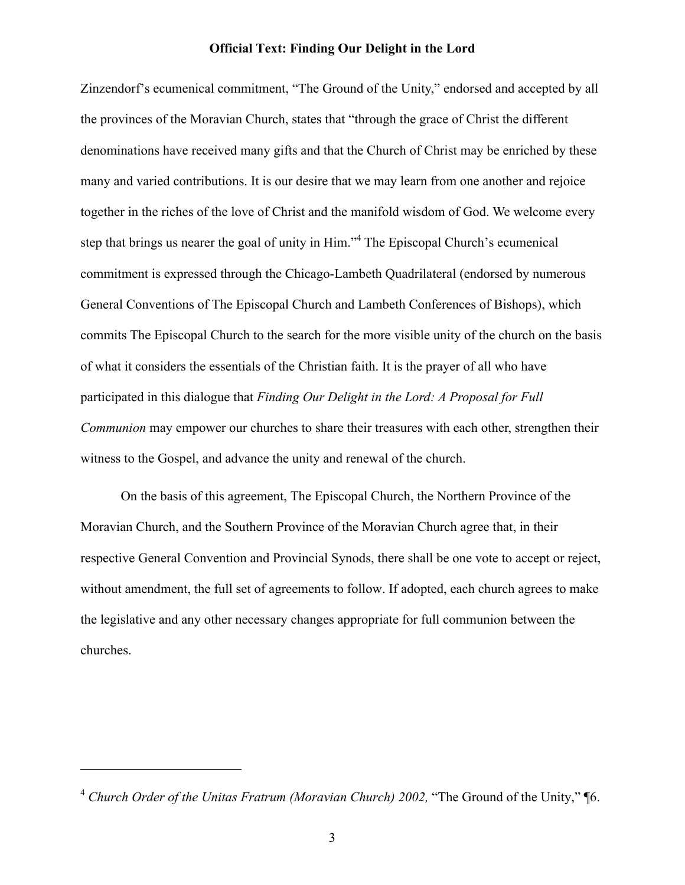Zinzendorf's ecumenical commitment, "The Ground of the Unity," endorsed and accepted by all the provinces of the Moravian Church, states that "through the grace of Christ the different denominations have received many gifts and that the Church of Christ may be enriched by these many and varied contributions. It is our desire that we may learn from one another and rejoice together in the riches of the love of Christ and the manifold wisdom of God. We welcome every step that brings us nearer the goal of unity in Him."[4] The Episcopal Church's ecumenical commitment is expressed through the Chicago-Lambeth Quadrilateral (endorsed by numerous General Conventions of The Episcopal Church and Lambeth Conferences of Bishops), which commits The Episcopal Church to the search for the more visible unity of the church on the basis of what it considers the essentials of the Christian faith. It is the prayer of all who have participated in this dialogue that *Finding Our Delight in the Lord: A Proposal for Full Communion* may empower our churches to share their treasures with each other, strengthen their witness to the Gospel, and advance the unity and renewal of the church.

On the basis of this agreement, The Episcopal Church, the Northern Province of the Moravian Church, and the Southern Province of the Moravian Church agree that, in their respective General Convention and Provincial Synods, there shall be one vote to accept or reject, without amendment, the full set of agreements to follow. If adopted, each church agrees to make the legislative and any other necessary changes appropriate for full communion between the churches.

---

[4] *Church Order of the Unitas Fratrum (Moravian Church) 2002,* "The Ground of the Unity," ¶6.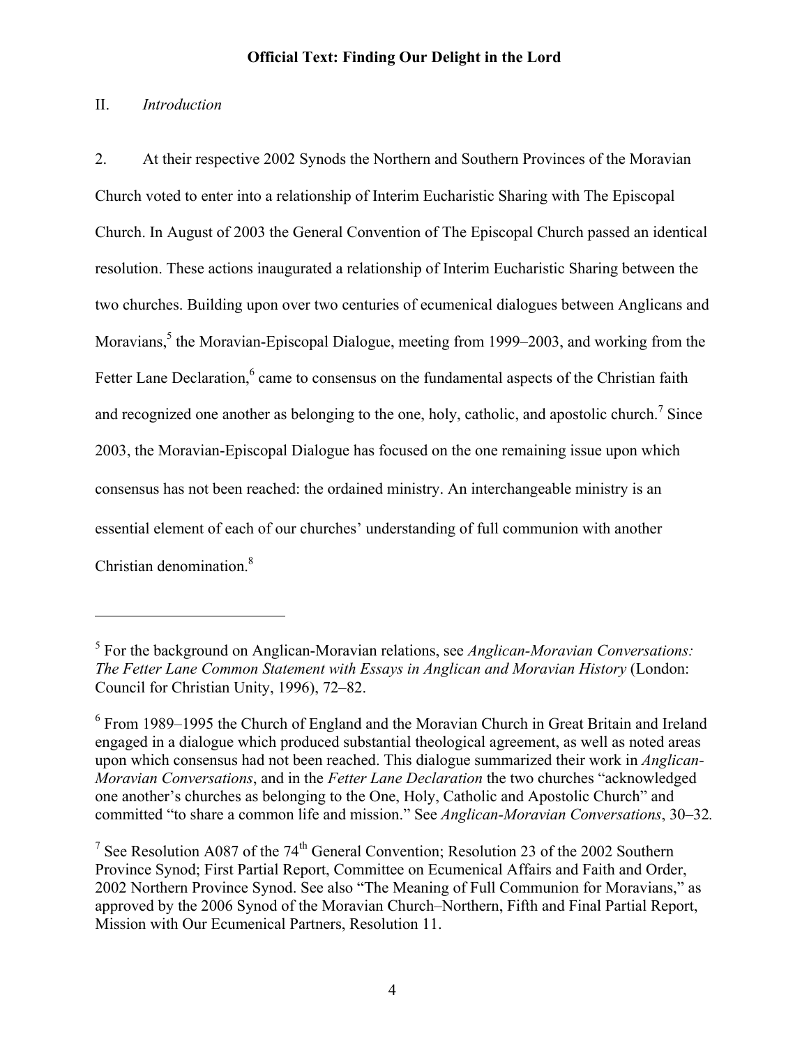**Official Text: Finding Our Delight in the Lord**

## II. *Introduction*

2. At their respective 2002 Synods the Northern and Southern Provinces of the Moravian Church voted to enter into a relationship of Interim Eucharistic Sharing with The Episcopal Church. In August of 2003 the General Convention of The Episcopal Church passed an identical resolution. These actions inaugurated a relationship of Interim Eucharistic Sharing between the two churches. Building upon over two centuries of ecumenical dialogues between Anglicans and Moravians,[5] the Moravian-Episcopal Dialogue, meeting from 1999–2003, and working from the Fetter Lane Declaration,[6] came to consensus on the fundamental aspects of the Christian faith and recognized one another as belonging to the one, holy, catholic, and apostolic church.[7] Since 2003, the Moravian-Episcopal Dialogue has focused on the one remaining issue upon which consensus has not been reached: the ordained ministry. An interchangeable ministry is an essential element of each of our churches' understanding of full communion with another Christian denomination.[8]

---

[5] For the background on Anglican-Moravian relations, see *Anglican-Moravian Conversations: The Fetter Lane Common Statement with Essays in Anglican and Moravian History* (London: Council for Christian Unity, 1996), 72–82.

[6] From 1989–1995 the Church of England and the Moravian Church in Great Britain and Ireland engaged in a dialogue which produced substantial theological agreement, as well as noted areas upon which consensus had not been reached. This dialogue summarized their work in *Anglican-Moravian Conversations*, and in the *Fetter Lane Declaration* the two churches "acknowledged one another's churches as belonging to the One, Holy, Catholic and Apostolic Church" and committed "to share a common life and mission." See *Anglican-Moravian Conversations*, 30–32.

[7] See Resolution A087 of the 74th General Convention; Resolution 23 of the 2002 Southern Province Synod; First Partial Report, Committee on Ecumenical Affairs and Faith and Order, 2002 Northern Province Synod. See also "The Meaning of Full Communion for Moravians," as approved by the 2006 Synod of the Moravian Church–Northern, Fifth and Final Partial Report, Mission with Our Ecumenical Partners, Resolution 11.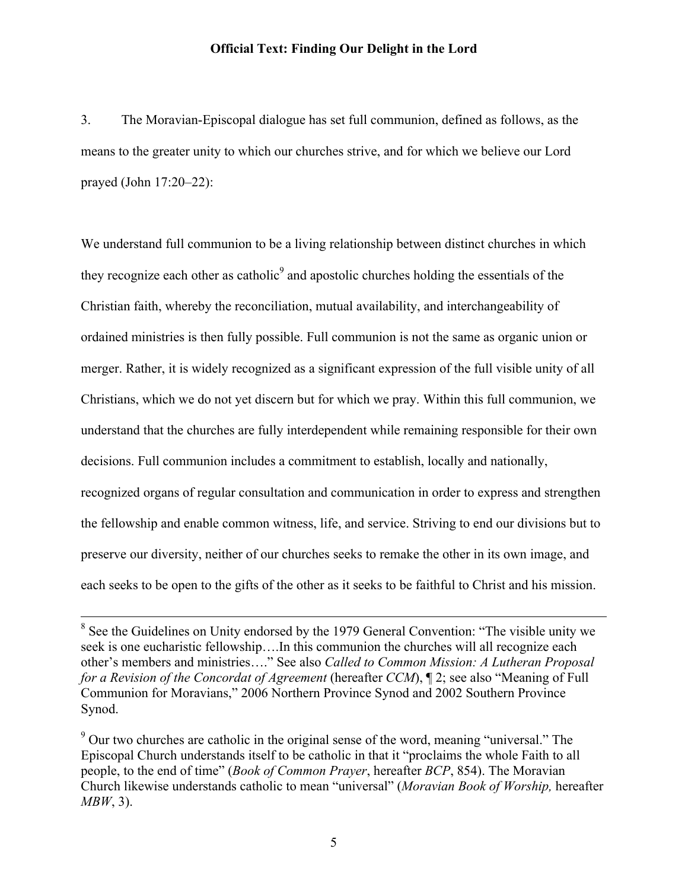3. The Moravian-Episcopal dialogue has set full communion, defined as follows, as the means to the greater unity to which our churches strive, and for which we believe our Lord prayed (John 17:20–22):

We understand full communion to be a living relationship between distinct churches in which they recognize each other as catholic[9] and apostolic churches holding the essentials of the Christian faith, whereby the reconciliation, mutual availability, and interchangeability of ordained ministries is then fully possible. Full communion is not the same as organic union or merger. Rather, it is widely recognized as a significant expression of the full visible unity of all Christians, which we do not yet discern but for which we pray. Within this full communion, we understand that the churches are fully interdependent while remaining responsible for their own decisions. Full communion includes a commitment to establish, locally and nationally, recognized organs of regular consultation and communication in order to express and strengthen the fellowship and enable common witness, life, and service. Striving to end our divisions but to preserve our diversity, neither of our churches seeks to remake the other in its own image, and each seeks to be open to the gifts of the other as it seeks to be faithful to Christ and his mission.

---

[8] See the Guidelines on Unity endorsed by the 1979 General Convention: "The visible unity we seek is one eucharistic fellowship….In this communion the churches will all recognize each other's members and ministries…." See also *Called to Common Mission: A Lutheran Proposal for a Revision of the Concordat of Agreement* (hereafter *CCM*), ¶ 2; see also "Meaning of Full Communion for Moravians," 2006 Northern Province Synod and 2002 Southern Province Synod.

[9] Our two churches are catholic in the original sense of the word, meaning "universal." The Episcopal Church understands itself to be catholic in that it "proclaims the whole Faith to all people, to the end of time" (*Book of Common Prayer*, hereafter *BCP*, 854). The Moravian Church likewise understands catholic to mean "universal" (*Moravian Book of Worship,* hereafter *MBW*, 3).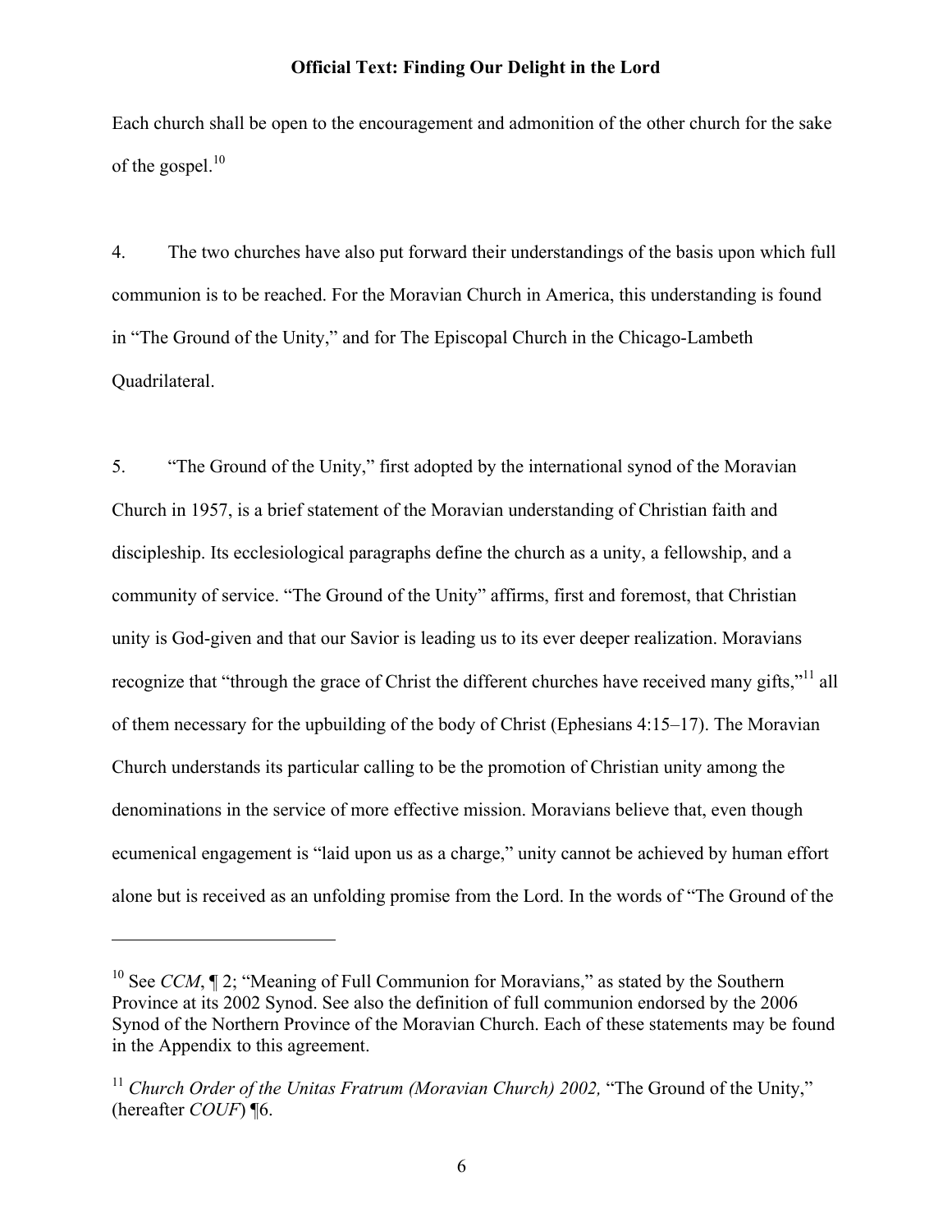Each church shall be open to the encouragement and admonition of the other church for the sake of the gospel.[10]

4. The two churches have also put forward their understandings of the basis upon which full communion is to be reached. For the Moravian Church in America, this understanding is found in "The Ground of the Unity," and for The Episcopal Church in the Chicago-Lambeth Quadrilateral.

5. "The Ground of the Unity," first adopted by the international synod of the Moravian Church in 1957, is a brief statement of the Moravian understanding of Christian faith and discipleship. Its ecclesiological paragraphs define the church as a unity, a fellowship, and a community of service. "The Ground of the Unity" affirms, first and foremost, that Christian unity is God-given and that our Savior is leading us to its ever deeper realization. Moravians recognize that "through the grace of Christ the different churches have received many gifts,"[11] all of them necessary for the upbuilding of the body of Christ (Ephesians 4:15–17). The Moravian Church understands its particular calling to be the promotion of Christian unity among the denominations in the service of more effective mission. Moravians believe that, even though ecumenical engagement is "laid upon us as a charge," unity cannot be achieved by human effort alone but is received as an unfolding promise from the Lord. In the words of "The Ground of the

---

[10] See *CCM*, ¶ 2; "Meaning of Full Communion for Moravians," as stated by the Southern Province at its 2002 Synod. See also the definition of full communion endorsed by the 2006 Synod of the Northern Province of the Moravian Church. Each of these statements may be found in the Appendix to this agreement.

[11] *Church Order of the Unitas Fratrum (Moravian Church) 2002,* "The Ground of the Unity," (hereafter *COUF*) ¶6.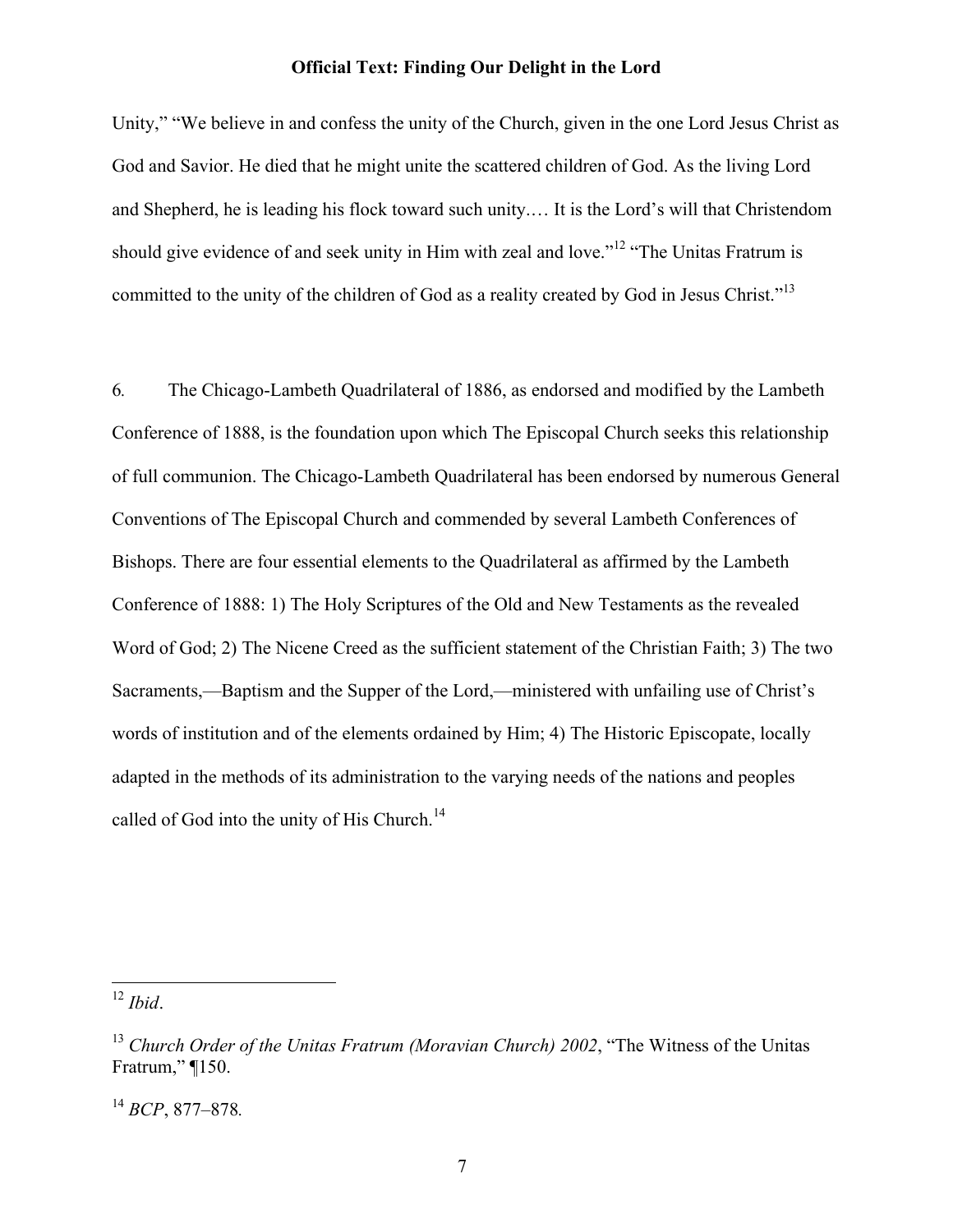Unity," "We believe in and confess the unity of the Church, given in the one Lord Jesus Christ as God and Savior. He died that he might unite the scattered children of God. As the living Lord and Shepherd, he is leading his flock toward such unity.… It is the Lord's will that Christendom should give evidence of and seek unity in Him with zeal and love."[12] "The Unitas Fratrum is committed to the unity of the children of God as a reality created by God in Jesus Christ."[13]

6. The Chicago-Lambeth Quadrilateral of 1886, as endorsed and modified by the Lambeth Conference of 1888, is the foundation upon which The Episcopal Church seeks this relationship of full communion. The Chicago-Lambeth Quadrilateral has been endorsed by numerous General Conventions of The Episcopal Church and commended by several Lambeth Conferences of Bishops. There are four essential elements to the Quadrilateral as affirmed by the Lambeth Conference of 1888: 1) The Holy Scriptures of the Old and New Testaments as the revealed Word of God; 2) The Nicene Creed as the sufficient statement of the Christian Faith; 3) The two Sacraments,—Baptism and the Supper of the Lord,—ministered with unfailing use of Christ's words of institution and of the elements ordained by Him; 4) The Historic Episcopate, locally adapted in the methods of its administration to the varying needs of the nations and peoples called of God into the unity of His Church.[14]

---

[12] *Ibid*.

[13] *Church Order of the Unitas Fratrum (Moravian Church) 2002*, "The Witness of the Unitas Fratrum," ¶150.

[14] *BCP*, 877–878.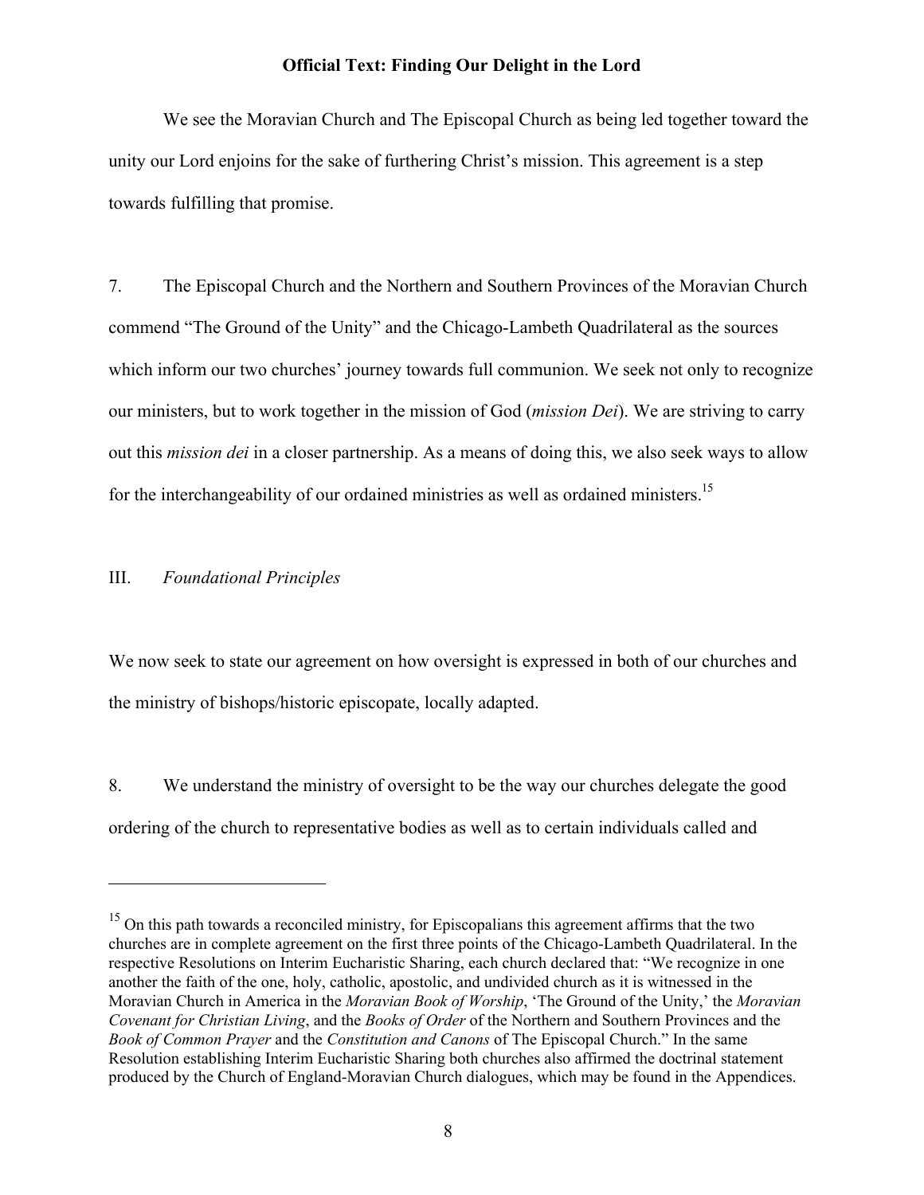We see the Moravian Church and The Episcopal Church as being led together toward the unity our Lord enjoins for the sake of furthering Christ's mission. This agreement is a step towards fulfilling that promise.

7. The Episcopal Church and the Northern and Southern Provinces of the Moravian Church commend "The Ground of the Unity" and the Chicago-Lambeth Quadrilateral as the sources which inform our two churches' journey towards full communion. We seek not only to recognize our ministers, but to work together in the mission of God (*mission Dei*). We are striving to carry out this *mission dei* in a closer partnership. As a means of doing this, we also seek ways to allow for the interchangeability of our ordained ministries as well as ordained ministers.[15]

## III. *Foundational Principles*

We now seek to state our agreement on how oversight is expressed in both of our churches and the ministry of bishops/historic episcopate, locally adapted.

8. We understand the ministry of oversight to be the way our churches delegate the good ordering of the church to representative bodies as well as to certain individuals called and

---

[15] On this path towards a reconciled ministry, for Episcopalians this agreement affirms that the two churches are in complete agreement on the first three points of the Chicago-Lambeth Quadrilateral. In the respective Resolutions on Interim Eucharistic Sharing, each church declared that: "We recognize in one another the faith of the one, holy, catholic, apostolic, and undivided church as it is witnessed in the Moravian Church in America in the *Moravian Book of Worship*, 'The Ground of the Unity,' the *Moravian Covenant for Christian Living*, and the *Books of Order* of the Northern and Southern Provinces and the *Book of Common Prayer* and the *Constitution and Canons* of The Episcopal Church." In the same Resolution establishing Interim Eucharistic Sharing both churches also affirmed the doctrinal statement produced by the Church of England-Moravian Church dialogues, which may be found in the Appendices.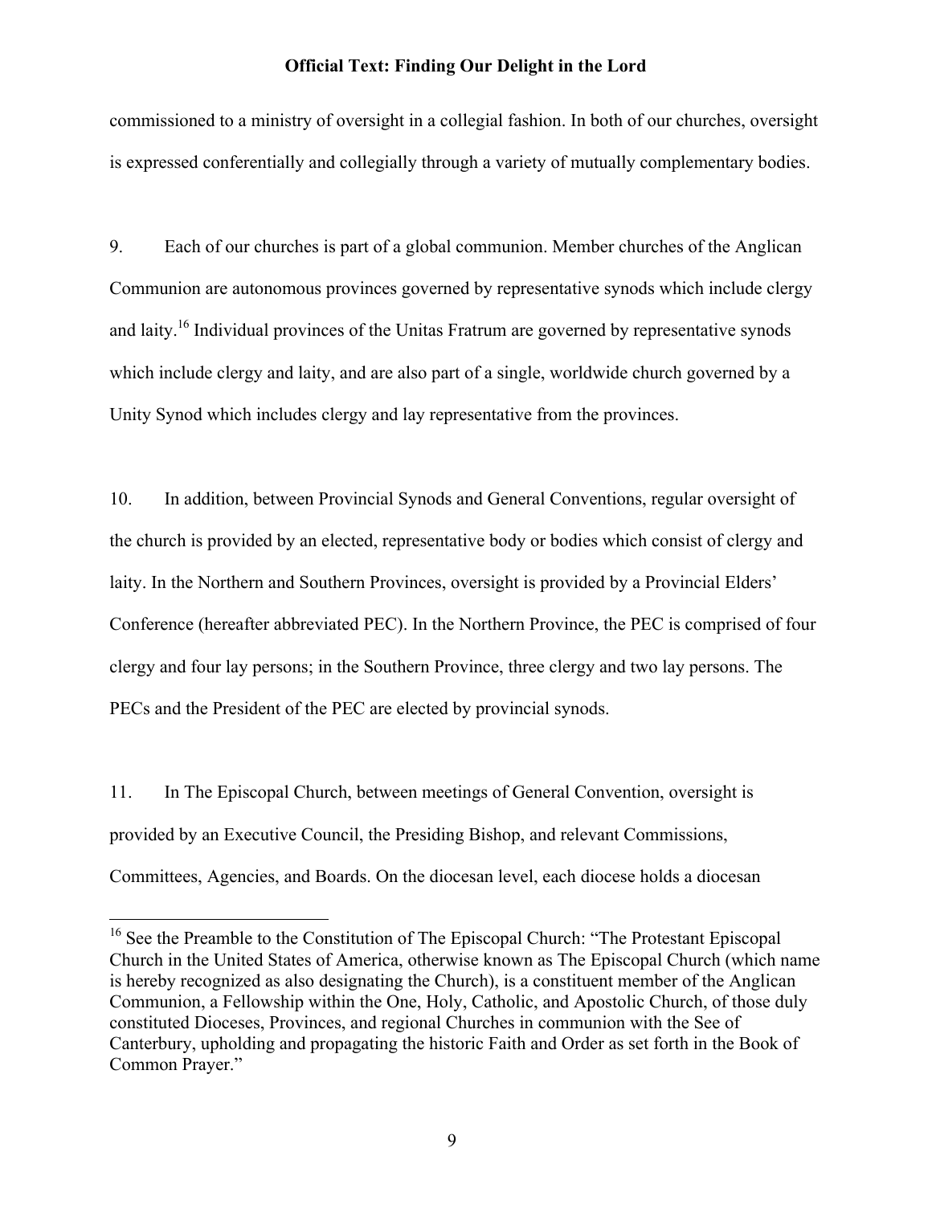commissioned to a ministry of oversight in a collegial fashion. In both of our churches, oversight is expressed conferentially and collegially through a variety of mutually complementary bodies.

9. Each of our churches is part of a global communion. Member churches of the Anglican Communion are autonomous provinces governed by representative synods which include clergy and laity.[16] Individual provinces of the Unitas Fratrum are governed by representative synods which include clergy and laity, and are also part of a single, worldwide church governed by a Unity Synod which includes clergy and lay representative from the provinces.

10. In addition, between Provincial Synods and General Conventions, regular oversight of the church is provided by an elected, representative body or bodies which consist of clergy and laity. In the Northern and Southern Provinces, oversight is provided by a Provincial Elders' Conference (hereafter abbreviated PEC). In the Northern Province, the PEC is comprised of four clergy and four lay persons; in the Southern Province, three clergy and two lay persons. The PECs and the President of the PEC are elected by provincial synods.

11. In The Episcopal Church, between meetings of General Convention, oversight is provided by an Executive Council, the Presiding Bishop, and relevant Commissions, Committees, Agencies, and Boards. On the diocesan level, each diocese holds a diocesan

[16] See the Preamble to the Constitution of The Episcopal Church: "The Protestant Episcopal Church in the United States of America, otherwise known as The Episcopal Church (which name is hereby recognized as also designating the Church), is a constituent member of the Anglican Communion, a Fellowship within the One, Holy, Catholic, and Apostolic Church, of those duly constituted Dioceses, Provinces, and regional Churches in communion with the See of Canterbury, upholding and propagating the historic Faith and Order as set forth in the Book of Common Prayer."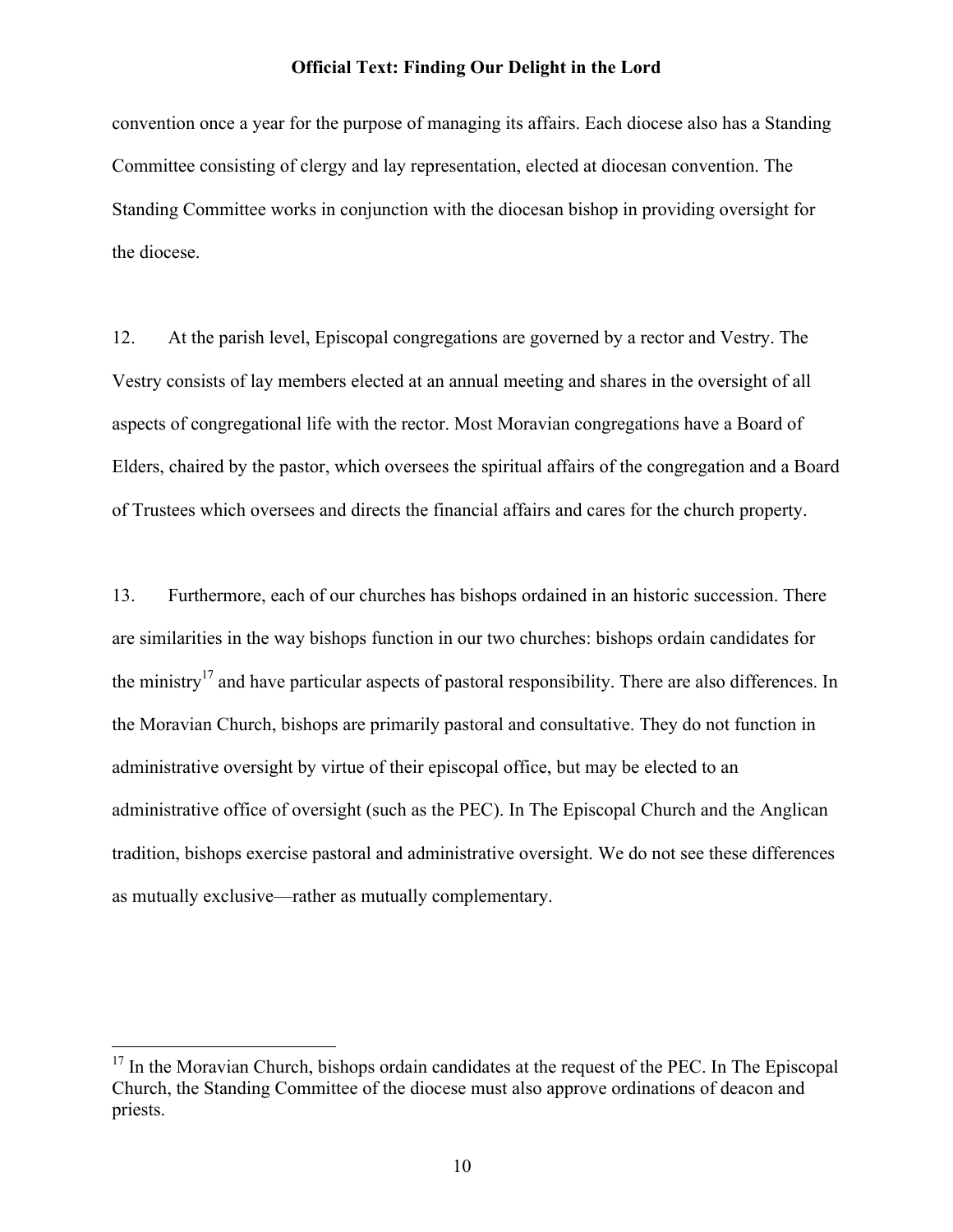convention once a year for the purpose of managing its affairs. Each diocese also has a Standing Committee consisting of clergy and lay representation, elected at diocesan convention. The Standing Committee works in conjunction with the diocesan bishop in providing oversight for the diocese.

12. At the parish level, Episcopal congregations are governed by a rector and Vestry. The Vestry consists of lay members elected at an annual meeting and shares in the oversight of all aspects of congregational life with the rector. Most Moravian congregations have a Board of Elders, chaired by the pastor, which oversees the spiritual affairs of the congregation and a Board of Trustees which oversees and directs the financial affairs and cares for the church property.

13. Furthermore, each of our churches has bishops ordained in an historic succession. There are similarities in the way bishops function in our two churches: bishops ordain candidates for the ministry[17] and have particular aspects of pastoral responsibility. There are also differences. In the Moravian Church, bishops are primarily pastoral and consultative. They do not function in administrative oversight by virtue of their episcopal office, but may be elected to an administrative office of oversight (such as the PEC). In The Episcopal Church and the Anglican tradition, bishops exercise pastoral and administrative oversight. We do not see these differences as mutually exclusive—rather as mutually complementary.

---

[17] In the Moravian Church, bishops ordain candidates at the request of the PEC. In The Episcopal Church, the Standing Committee of the diocese must also approve ordinations of deacon and priests.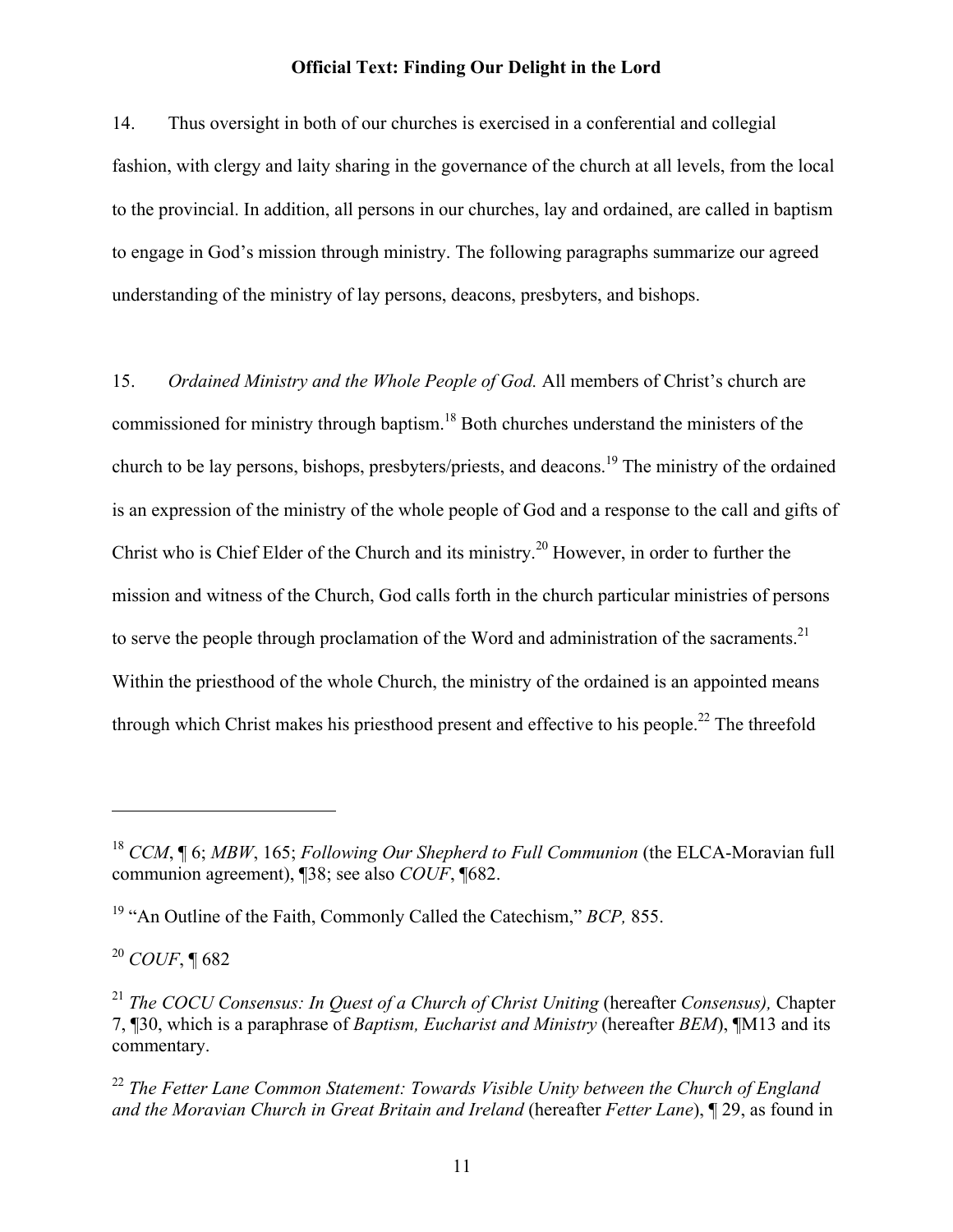14. Thus oversight in both of our churches is exercised in a conferential and collegial fashion, with clergy and laity sharing in the governance of the church at all levels, from the local to the provincial. In addition, all persons in our churches, lay and ordained, are called in baptism to engage in God's mission through ministry. The following paragraphs summarize our agreed understanding of the ministry of lay persons, deacons, presbyters, and bishops.

15. *Ordained Ministry and the Whole People of God.* All members of Christ's church are commissioned for ministry through baptism.[18] Both churches understand the ministers of the church to be lay persons, bishops, presbyters/priests, and deacons.[19] The ministry of the ordained is an expression of the ministry of the whole people of God and a response to the call and gifts of Christ who is Chief Elder of the Church and its ministry.[20] However, in order to further the mission and witness of the Church, God calls forth in the church particular ministries of persons to serve the people through proclamation of the Word and administration of the sacraments.[21] Within the priesthood of the whole Church, the ministry of the ordained is an appointed means through which Christ makes his priesthood present and effective to his people.[22] The threefold

---

[18] *CCM*, ¶ 6; *MBW*, 165; *Following Our Shepherd to Full Communion* (the ELCA-Moravian full communion agreement), ¶38; see also *COUF*, ¶682.

[19] "An Outline of the Faith, Commonly Called the Catechism," *BCP,* 855.

[20] *COUF*, ¶ 682

[21] *The COCU Consensus: In Quest of a Church of Christ Uniting* (hereafter *Consensus),* Chapter 7, ¶30, which is a paraphrase of *Baptism, Eucharist and Ministry* (hereafter *BEM*), ¶M13 and its commentary.

[22] *The Fetter Lane Common Statement: Towards Visible Unity between the Church of England and the Moravian Church in Great Britain and Ireland* (hereafter *Fetter Lane*), ¶ 29, as found in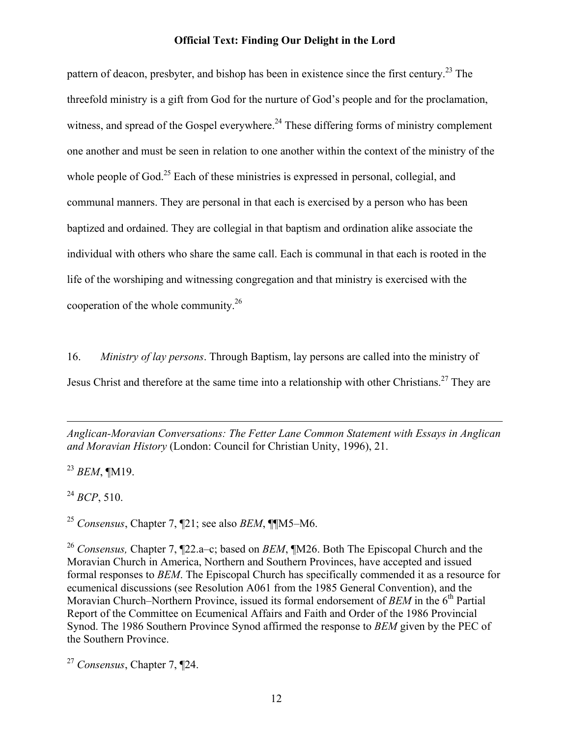pattern of deacon, presbyter, and bishop has been in existence since the first century.[23] The threefold ministry is a gift from God for the nurture of God's people and for the proclamation, witness, and spread of the Gospel everywhere.[24] These differing forms of ministry complement one another and must be seen in relation to one another within the context of the ministry of the whole people of God.[25] Each of these ministries is expressed in personal, collegial, and communal manners. They are personal in that each is exercised by a person who has been baptized and ordained. They are collegial in that baptism and ordination alike associate the individual with others who share the same call. Each is communal in that each is rooted in the life of the worshiping and witnessing congregation and that ministry is exercised with the cooperation of the whole community.[26]

16. *Ministry of lay persons*. Through Baptism, lay persons are called into the ministry of Jesus Christ and therefore at the same time into a relationship with other Christians.[27] They are

---

*Anglican-Moravian Conversations: The Fetter Lane Common Statement with Essays in Anglican and Moravian History* (London: Council for Christian Unity, 1996), 21.

[23] *BEM*, ¶M19.

[24] *BCP*, 510.

[25] *Consensus*, Chapter 7, ¶21; see also *BEM*, ¶¶M5–M6.

[26] *Consensus,* Chapter 7, ¶22.a–c; based on *BEM*, ¶M26. Both The Episcopal Church and the Moravian Church in America, Northern and Southern Provinces, have accepted and issued formal responses to *BEM*. The Episcopal Church has specifically commended it as a resource for ecumenical discussions (see Resolution A061 from the 1985 General Convention), and the Moravian Church–Northern Province, issued its formal endorsement of *BEM* in the 6th Partial Report of the Committee on Ecumenical Affairs and Faith and Order of the 1986 Provincial Synod. The 1986 Southern Province Synod affirmed the response to *BEM* given by the PEC of the Southern Province.

[27] *Consensus*, Chapter 7, ¶24.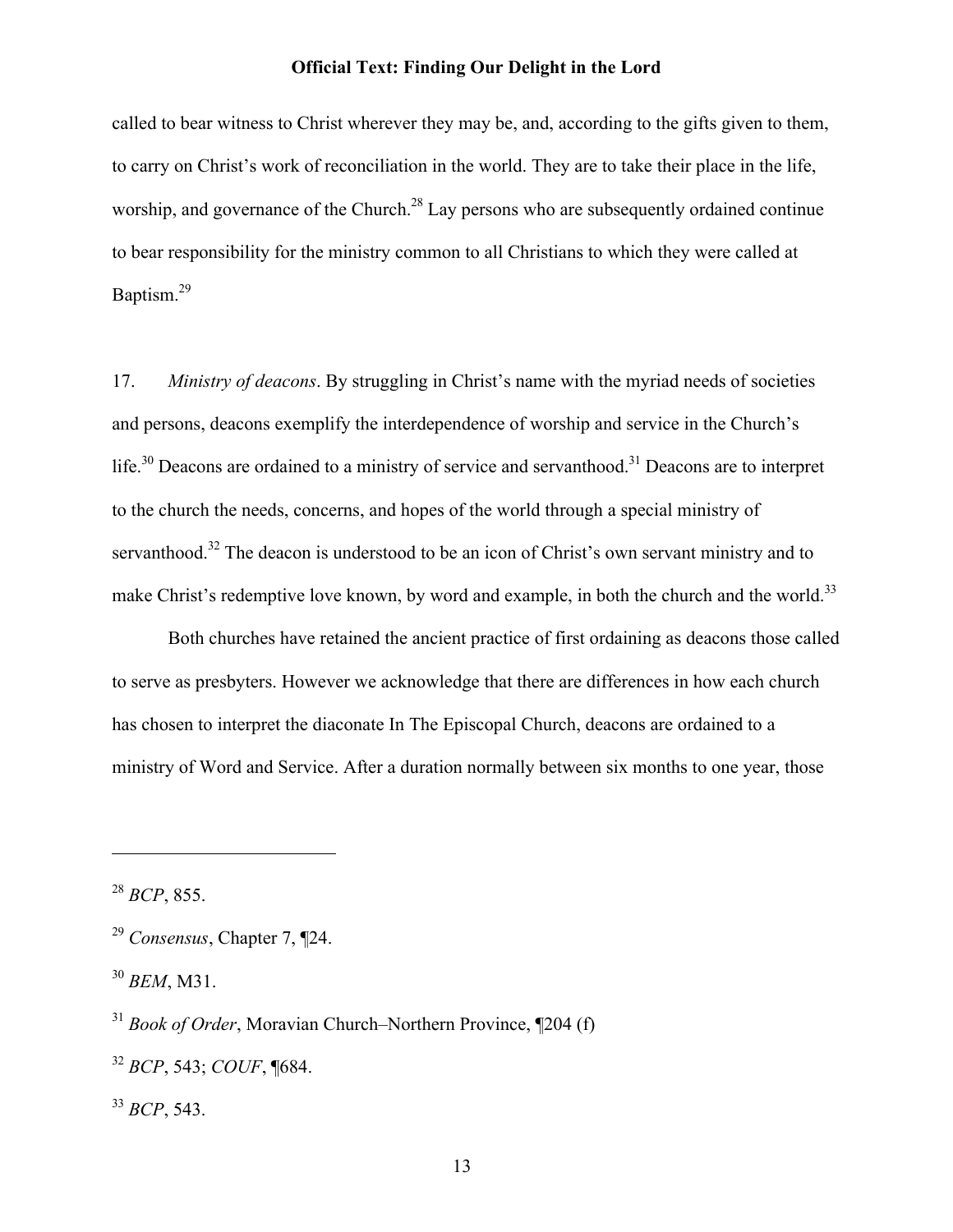called to bear witness to Christ wherever they may be, and, according to the gifts given to them, to carry on Christ's work of reconciliation in the world. They are to take their place in the life, worship, and governance of the Church.[28] Lay persons who are subsequently ordained continue to bear responsibility for the ministry common to all Christians to which they were called at Baptism.[29]

17. *Ministry of deacons*. By struggling in Christ's name with the myriad needs of societies and persons, deacons exemplify the interdependence of worship and service in the Church's life.[30] Deacons are ordained to a ministry of service and servanthood.[31] Deacons are to interpret to the church the needs, concerns, and hopes of the world through a special ministry of servanthood.[32] The deacon is understood to be an icon of Christ's own servant ministry and to make Christ's redemptive love known, by word and example, in both the church and the world.[33]

Both churches have retained the ancient practice of first ordaining as deacons those called to serve as presbyters. However we acknowledge that there are differences in how each church has chosen to interpret the diaconate In The Episcopal Church, deacons are ordained to a ministry of Word and Service. After a duration normally between six months to one year, those

---

[28] *BCP*, 855.

[29] *Consensus*, Chapter 7, ¶24.

[30] *BEM*, M31.

[31] *Book of Order*, Moravian Church–Northern Province, ¶204 (f)

[32] *BCP*, 543; *COUF*, ¶684.

[33] *BCP*, 543.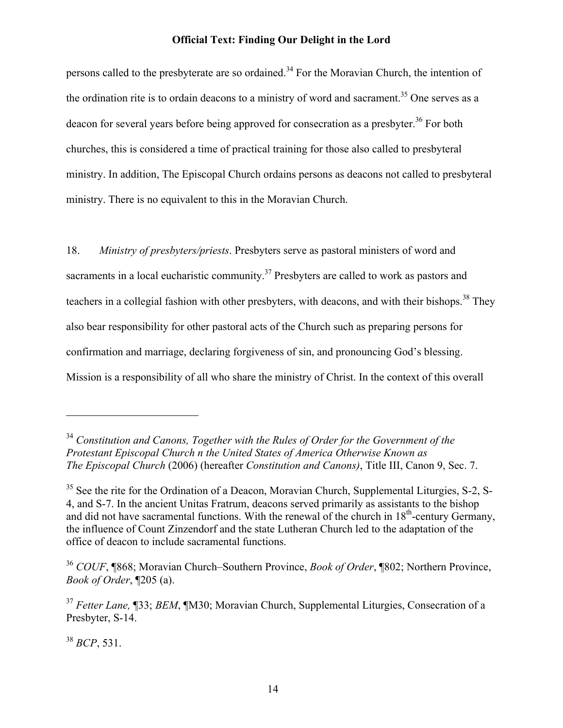persons called to the presbyterate are so ordained.[34] For the Moravian Church, the intention of the ordination rite is to ordain deacons to a ministry of word and sacrament.[35] One serves as a deacon for several years before being approved for consecration as a presbyter.[36] For both churches, this is considered a time of practical training for those also called to presbyteral ministry. In addition, The Episcopal Church ordains persons as deacons not called to presbyteral ministry. There is no equivalent to this in the Moravian Church.

18. *Ministry of presbyters/priests*. Presbyters serve as pastoral ministers of word and sacraments in a local eucharistic community.[37] Presbyters are called to work as pastors and teachers in a collegial fashion with other presbyters, with deacons, and with their bishops.[38] They also bear responsibility for other pastoral acts of the Church such as preparing persons for confirmation and marriage, declaring forgiveness of sin, and pronouncing God's blessing. Mission is a responsibility of all who share the ministry of Christ. In the context of this overall

---

[34] *Constitution and Canons, Together with the Rules of Order for the Government of the Protestant Episcopal Church n the United States of America Otherwise Known as The Episcopal Church* (2006) (hereafter *Constitution and Canons)*, Title III, Canon 9, Sec. 7.

[35] See the rite for the Ordination of a Deacon, Moravian Church, Supplemental Liturgies, S-2, S-4, and S-7. In the ancient Unitas Fratrum, deacons served primarily as assistants to the bishop and did not have sacramental functions. With the renewal of the church in 18th-century Germany, the influence of Count Zinzendorf and the state Lutheran Church led to the adaptation of the office of deacon to include sacramental functions.

[36] *COUF*, ¶868; Moravian Church–Southern Province, *Book of Order*, ¶802; Northern Province, *Book of Order*, ¶205 (a).

[37] *Fetter Lane,* ¶33; *BEM*, ¶M30; Moravian Church, Supplemental Liturgies, Consecration of a Presbyter, S-14.

[38] *BCP*, 531.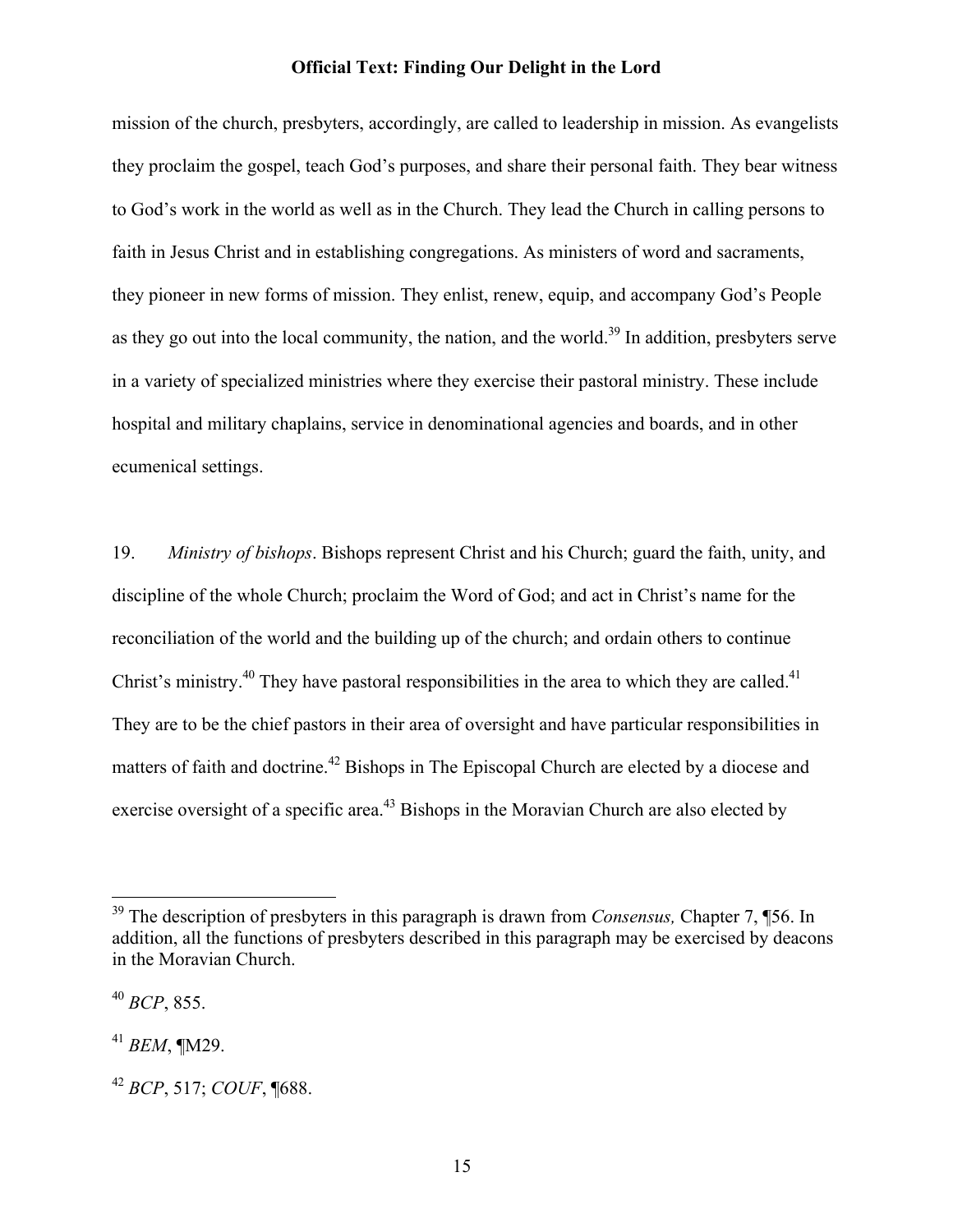mission of the church, presbyters, accordingly, are called to leadership in mission. As evangelists they proclaim the gospel, teach God's purposes, and share their personal faith. They bear witness to God's work in the world as well as in the Church. They lead the Church in calling persons to faith in Jesus Christ and in establishing congregations. As ministers of word and sacraments, they pioneer in new forms of mission. They enlist, renew, equip, and accompany God's People as they go out into the local community, the nation, and the world.[39] In addition, presbyters serve in a variety of specialized ministries where they exercise their pastoral ministry. These include hospital and military chaplains, service in denominational agencies and boards, and in other ecumenical settings.

19. *Ministry of bishops*. Bishops represent Christ and his Church; guard the faith, unity, and discipline of the whole Church; proclaim the Word of God; and act in Christ's name for the reconciliation of the world and the building up of the church; and ordain others to continue Christ's ministry.[40] They have pastoral responsibilities in the area to which they are called.[41] They are to be the chief pastors in their area of oversight and have particular responsibilities in matters of faith and doctrine.[42] Bishops in The Episcopal Church are elected by a diocese and exercise oversight of a specific area.[43] Bishops in the Moravian Church are also elected by

---

[39] The description of presbyters in this paragraph is drawn from *Consensus,* Chapter 7, ¶56. In addition, all the functions of presbyters described in this paragraph may be exercised by deacons in the Moravian Church.

[40] *BCP*, 855.

[41] *BEM*, ¶M29.

[42] *BCP*, 517; *COUF*, ¶688.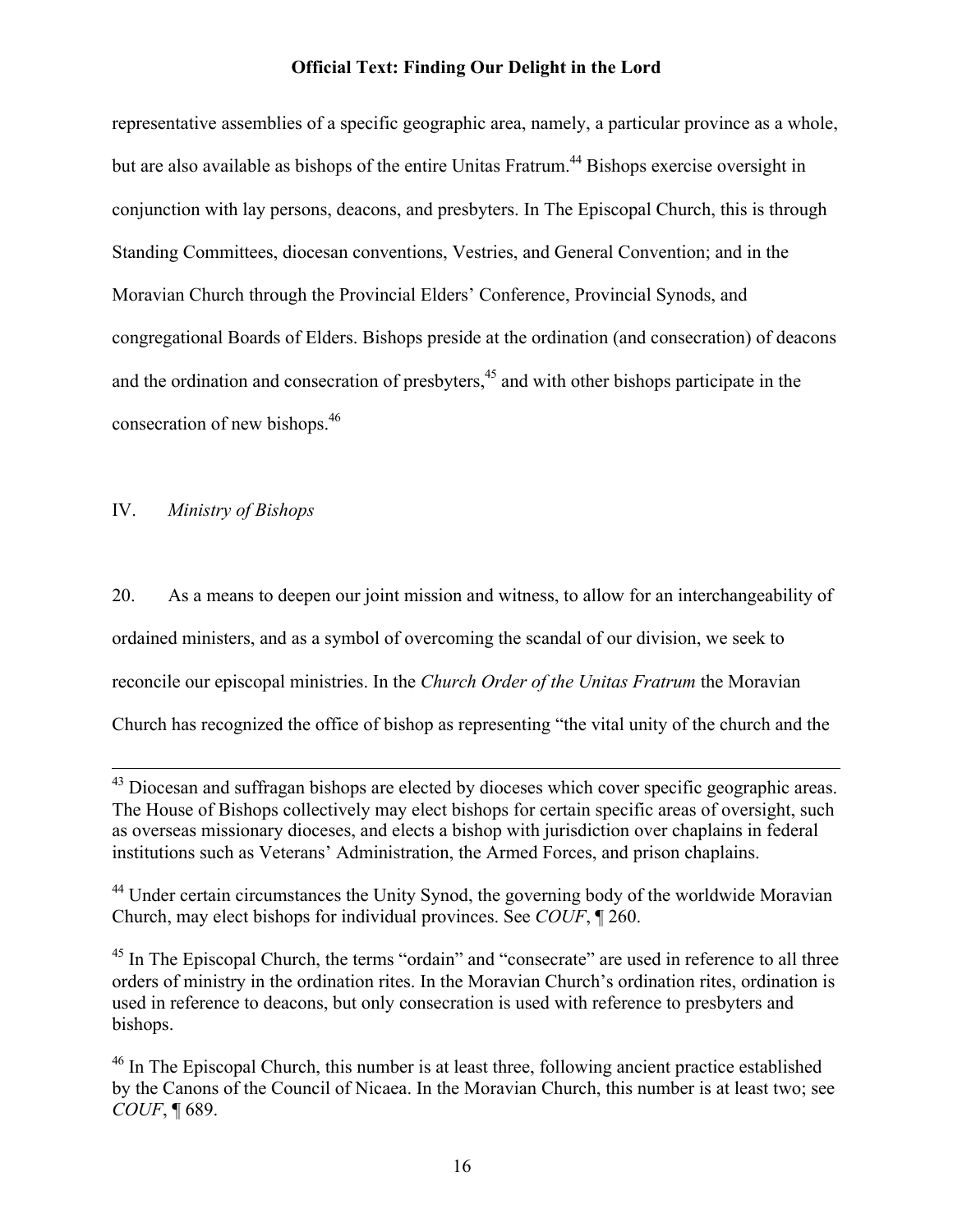representative assemblies of a specific geographic area, namely, a particular province as a whole, but are also available as bishops of the entire Unitas Fratrum.[44] Bishops exercise oversight in conjunction with lay persons, deacons, and presbyters. In The Episcopal Church, this is through Standing Committees, diocesan conventions, Vestries, and General Convention; and in the Moravian Church through the Provincial Elders' Conference, Provincial Synods, and congregational Boards of Elders. Bishops preside at the ordination (and consecration) of deacons and the ordination and consecration of presbyters,[45] and with other bishops participate in the consecration of new bishops.[46]

## IV. *Ministry of Bishops*

20. As a means to deepen our joint mission and witness, to allow for an interchangeability of ordained ministers, and as a symbol of overcoming the scandal of our division, we seek to reconcile our episcopal ministries. In the *Church Order of the Unitas Fratrum* the Moravian Church has recognized the office of bishop as representing "the vital unity of the church and the

---

[43] Diocesan and suffragan bishops are elected by dioceses which cover specific geographic areas. The House of Bishops collectively may elect bishops for certain specific areas of oversight, such as overseas missionary dioceses, and elects a bishop with jurisdiction over chaplains in federal institutions such as Veterans' Administration, the Armed Forces, and prison chaplains.

[44] Under certain circumstances the Unity Synod, the governing body of the worldwide Moravian Church, may elect bishops for individual provinces. See *COUF*, ¶ 260.

[45] In The Episcopal Church, the terms "ordain" and "consecrate" are used in reference to all three orders of ministry in the ordination rites. In the Moravian Church's ordination rites, ordination is used in reference to deacons, but only consecration is used with reference to presbyters and bishops.

[46] In The Episcopal Church, this number is at least three, following ancient practice established by the Canons of the Council of Nicaea. In the Moravian Church, this number is at least two; see *COUF*, ¶ 689.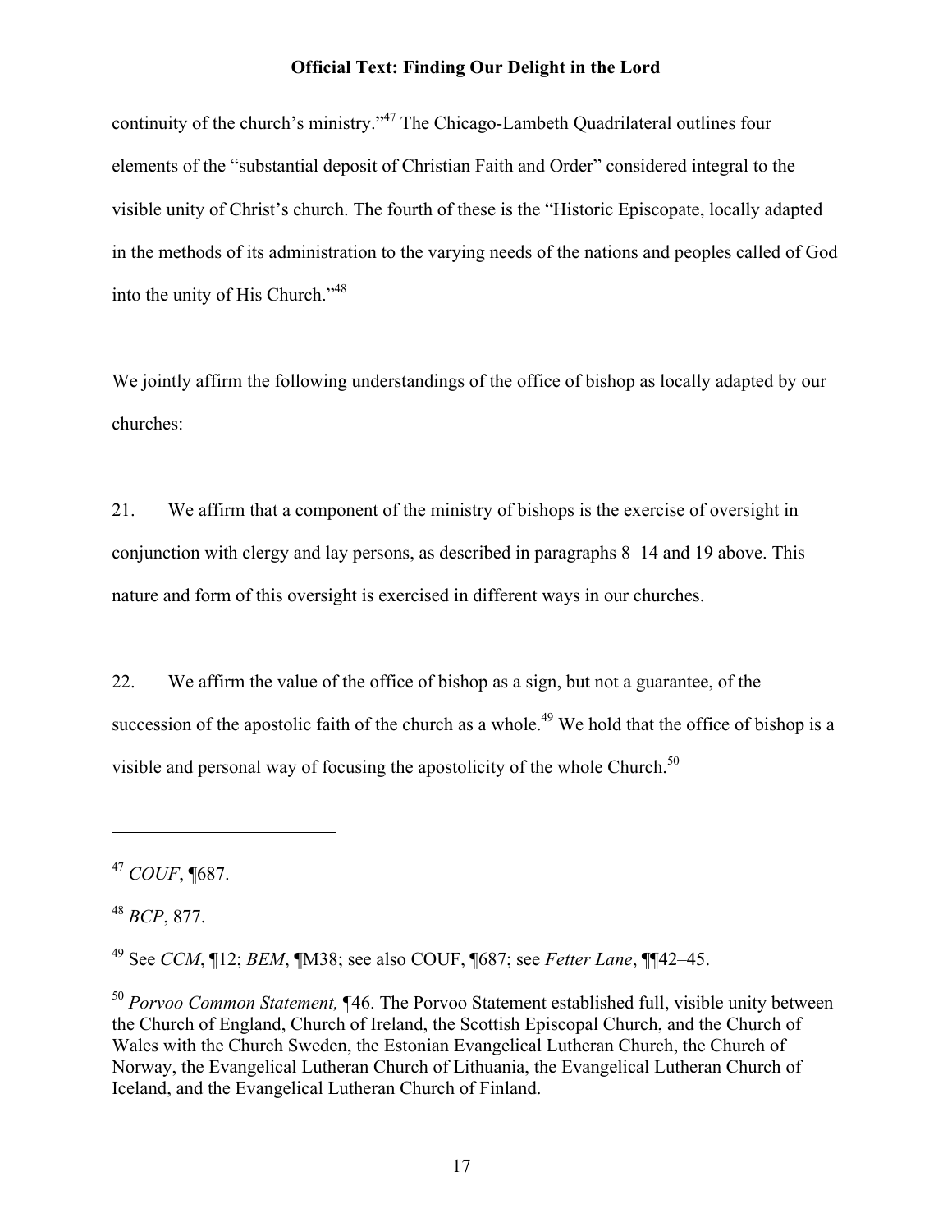continuity of the church's ministry."[47] The Chicago-Lambeth Quadrilateral outlines four elements of the "substantial deposit of Christian Faith and Order" considered integral to the visible unity of Christ's church. The fourth of these is the "Historic Episcopate, locally adapted in the methods of its administration to the varying needs of the nations and peoples called of God into the unity of His Church."[48]

We jointly affirm the following understandings of the office of bishop as locally adapted by our churches:

21. We affirm that a component of the ministry of bishops is the exercise of oversight in conjunction with clergy and lay persons, as described in paragraphs 8–14 and 19 above. This nature and form of this oversight is exercised in different ways in our churches.

22. We affirm the value of the office of bishop as a sign, but not a guarantee, of the succession of the apostolic faith of the church as a whole.[49] We hold that the office of bishop is a visible and personal way of focusing the apostolicity of the whole Church.[50]

---

[47] *COUF*, ¶687.

[48] *BCP*, 877.

[49] See *CCM*, ¶12; *BEM*, ¶M38; see also COUF, ¶687; see *Fetter Lane*, ¶¶42–45.

[50] *Porvoo Common Statement,* ¶46. The Porvoo Statement established full, visible unity between the Church of England, Church of Ireland, the Scottish Episcopal Church, and the Church of Wales with the Church Sweden, the Estonian Evangelical Lutheran Church, the Church of Norway, the Evangelical Lutheran Church of Lithuania, the Evangelical Lutheran Church of Iceland, and the Evangelical Lutheran Church of Finland.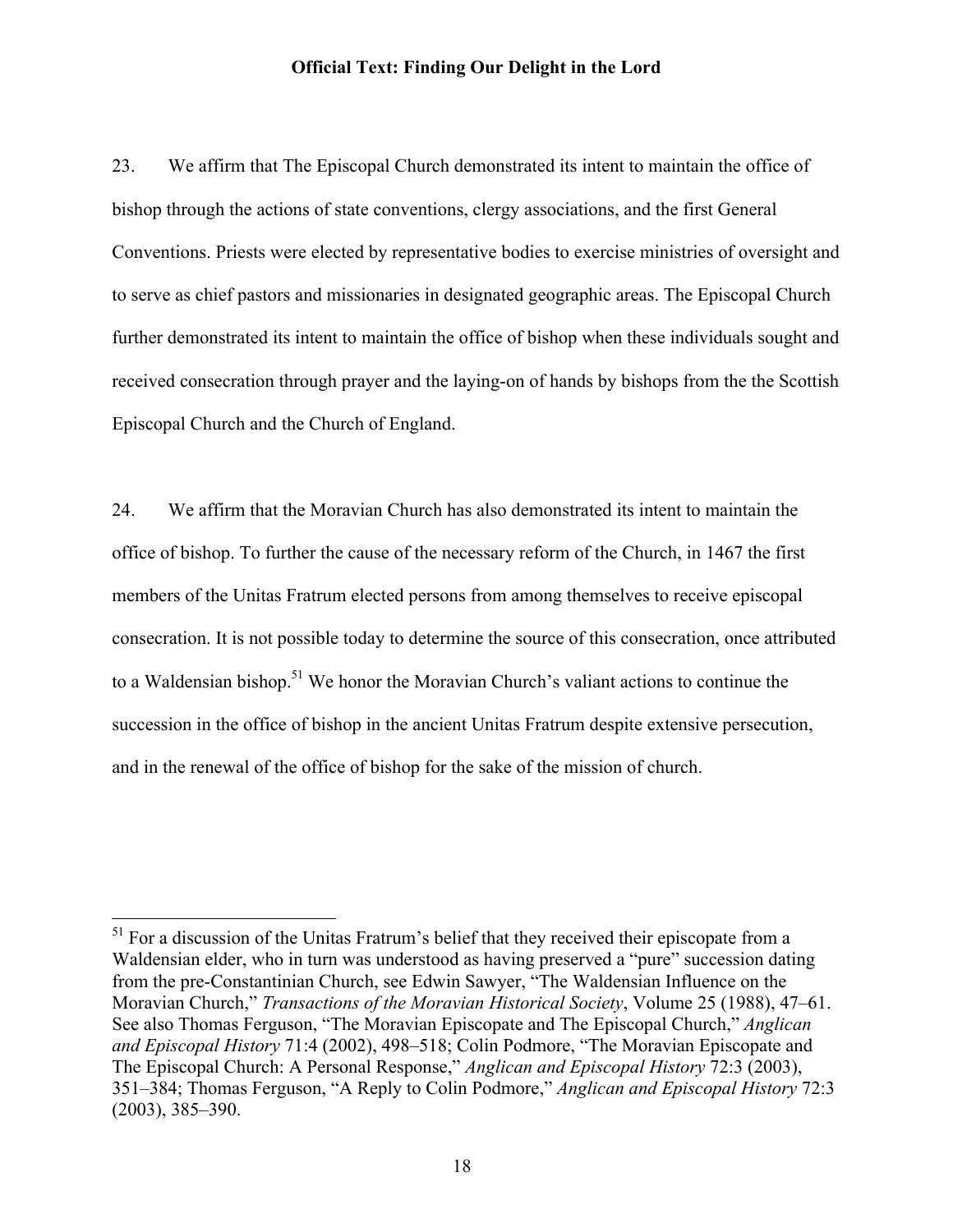23. We affirm that The Episcopal Church demonstrated its intent to maintain the office of bishop through the actions of state conventions, clergy associations, and the first General Conventions. Priests were elected by representative bodies to exercise ministries of oversight and to serve as chief pastors and missionaries in designated geographic areas. The Episcopal Church further demonstrated its intent to maintain the office of bishop when these individuals sought and received consecration through prayer and the laying-on of hands by bishops from the the Scottish Episcopal Church and the Church of England.

24. We affirm that the Moravian Church has also demonstrated its intent to maintain the office of bishop. To further the cause of the necessary reform of the Church, in 1467 the first members of the Unitas Fratrum elected persons from among themselves to receive episcopal consecration. It is not possible today to determine the source of this consecration, once attributed to a Waldensian bishop.[51] We honor the Moravian Church's valiant actions to continue the succession in the office of bishop in the ancient Unitas Fratrum despite extensive persecution, and in the renewal of the office of bishop for the sake of the mission of church.

---

[51] For a discussion of the Unitas Fratrum's belief that they received their episcopate from a Waldensian elder, who in turn was understood as having preserved a "pure" succession dating from the pre-Constantinian Church, see Edwin Sawyer, "The Waldensian Influence on the Moravian Church," *Transactions of the Moravian Historical Society*, Volume 25 (1988), 47–61. See also Thomas Ferguson, "The Moravian Episcopate and The Episcopal Church," *Anglican and Episcopal History* 71:4 (2002), 498–518; Colin Podmore, "The Moravian Episcopate and The Episcopal Church: A Personal Response," *Anglican and Episcopal History* 72:3 (2003), 351–384; Thomas Ferguson, "A Reply to Colin Podmore," *Anglican and Episcopal History* 72:3 (2003), 385–390.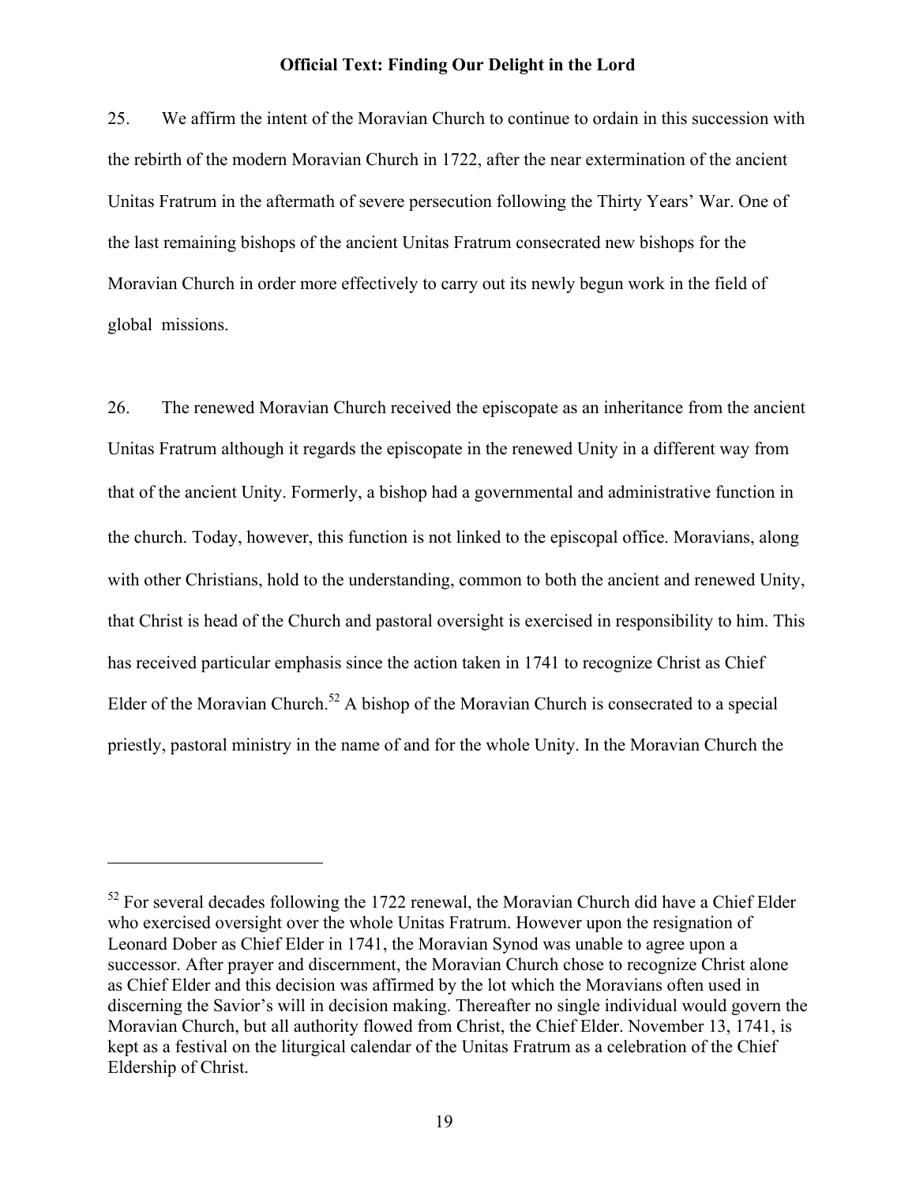25. We affirm the intent of the Moravian Church to continue to ordain in this succession with the rebirth of the modern Moravian Church in 1722, after the near extermination of the ancient Unitas Fratrum in the aftermath of severe persecution following the Thirty Years' War. One of the last remaining bishops of the ancient Unitas Fratrum consecrated new bishops for the Moravian Church in order more effectively to carry out its newly begun work in the field of global missions.

26. The renewed Moravian Church received the episcopate as an inheritance from the ancient Unitas Fratrum although it regards the episcopate in the renewed Unity in a different way from that of the ancient Unity. Formerly, a bishop had a governmental and administrative function in the church. Today, however, this function is not linked to the episcopal office. Moravians, along with other Christians, hold to the understanding, common to both the ancient and renewed Unity, that Christ is head of the Church and pastoral oversight is exercised in responsibility to him. This has received particular emphasis since the action taken in 1741 to recognize Christ as Chief Elder of the Moravian Church.[52] A bishop of the Moravian Church is consecrated to a special priestly, pastoral ministry in the name of and for the whole Unity. In the Moravian Church the

---

[52] For several decades following the 1722 renewal, the Moravian Church did have a Chief Elder who exercised oversight over the whole Unitas Fratrum. However upon the resignation of Leonard Dober as Chief Elder in 1741, the Moravian Synod was unable to agree upon a successor. After prayer and discernment, the Moravian Church chose to recognize Christ alone as Chief Elder and this decision was affirmed by the lot which the Moravians often used in discerning the Savior's will in decision making. Thereafter no single individual would govern the Moravian Church, but all authority flowed from Christ, the Chief Elder. November 13, 1741, is kept as a festival on the liturgical calendar of the Unitas Fratrum as a celebration of the Chief Eldership of Christ.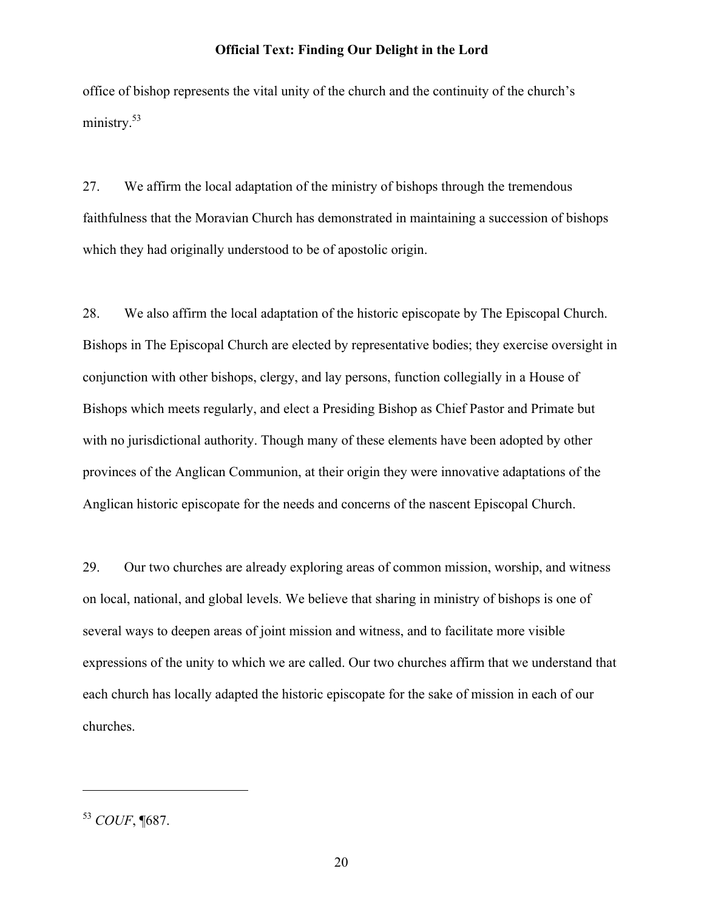office of bishop represents the vital unity of the church and the continuity of the church's ministry.[53]

27. We affirm the local adaptation of the ministry of bishops through the tremendous faithfulness that the Moravian Church has demonstrated in maintaining a succession of bishops which they had originally understood to be of apostolic origin.

28. We also affirm the local adaptation of the historic episcopate by The Episcopal Church. Bishops in The Episcopal Church are elected by representative bodies; they exercise oversight in conjunction with other bishops, clergy, and lay persons, function collegially in a House of Bishops which meets regularly, and elect a Presiding Bishop as Chief Pastor and Primate but with no jurisdictional authority. Though many of these elements have been adopted by other provinces of the Anglican Communion, at their origin they were innovative adaptations of the Anglican historic episcopate for the needs and concerns of the nascent Episcopal Church.

29. Our two churches are already exploring areas of common mission, worship, and witness on local, national, and global levels. We believe that sharing in ministry of bishops is one of several ways to deepen areas of joint mission and witness, and to facilitate more visible expressions of the unity to which we are called. Our two churches affirm that we understand that each church has locally adapted the historic episcopate for the sake of mission in each of our churches.

---

[53] *COUF*, ¶687.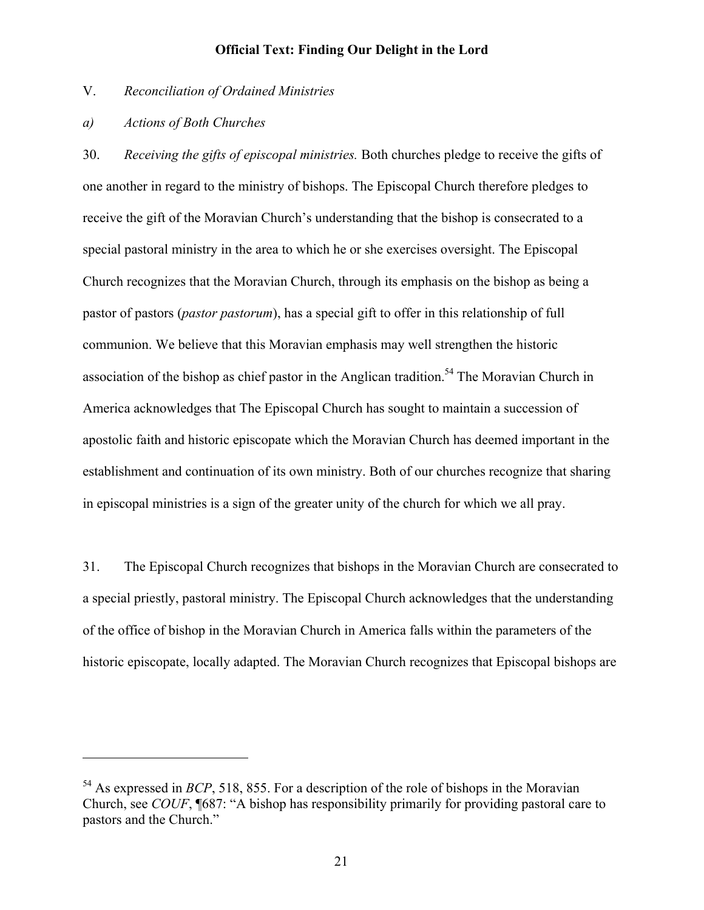V. *Reconciliation of Ordained Ministries*

*a) Actions of Both Churches*

30. *Receiving the gifts of episcopal ministries.* Both churches pledge to receive the gifts of one another in regard to the ministry of bishops. The Episcopal Church therefore pledges to receive the gift of the Moravian Church's understanding that the bishop is consecrated to a special pastoral ministry in the area to which he or she exercises oversight. The Episcopal Church recognizes that the Moravian Church, through its emphasis on the bishop as being a pastor of pastors (*pastor pastorum*), has a special gift to offer in this relationship of full communion. We believe that this Moravian emphasis may well strengthen the historic association of the bishop as chief pastor in the Anglican tradition.[54] The Moravian Church in America acknowledges that The Episcopal Church has sought to maintain a succession of apostolic faith and historic episcopate which the Moravian Church has deemed important in the establishment and continuation of its own ministry. Both of our churches recognize that sharing in episcopal ministries is a sign of the greater unity of the church for which we all pray.

31. The Episcopal Church recognizes that bishops in the Moravian Church are consecrated to a special priestly, pastoral ministry. The Episcopal Church acknowledges that the understanding of the office of bishop in the Moravian Church in America falls within the parameters of the historic episcopate, locally adapted. The Moravian Church recognizes that Episcopal bishops are

---

[54] As expressed in *BCP*, 518, 855. For a description of the role of bishops in the Moravian Church, see *COUF*, ¶687: "A bishop has responsibility primarily for providing pastoral care to pastors and the Church."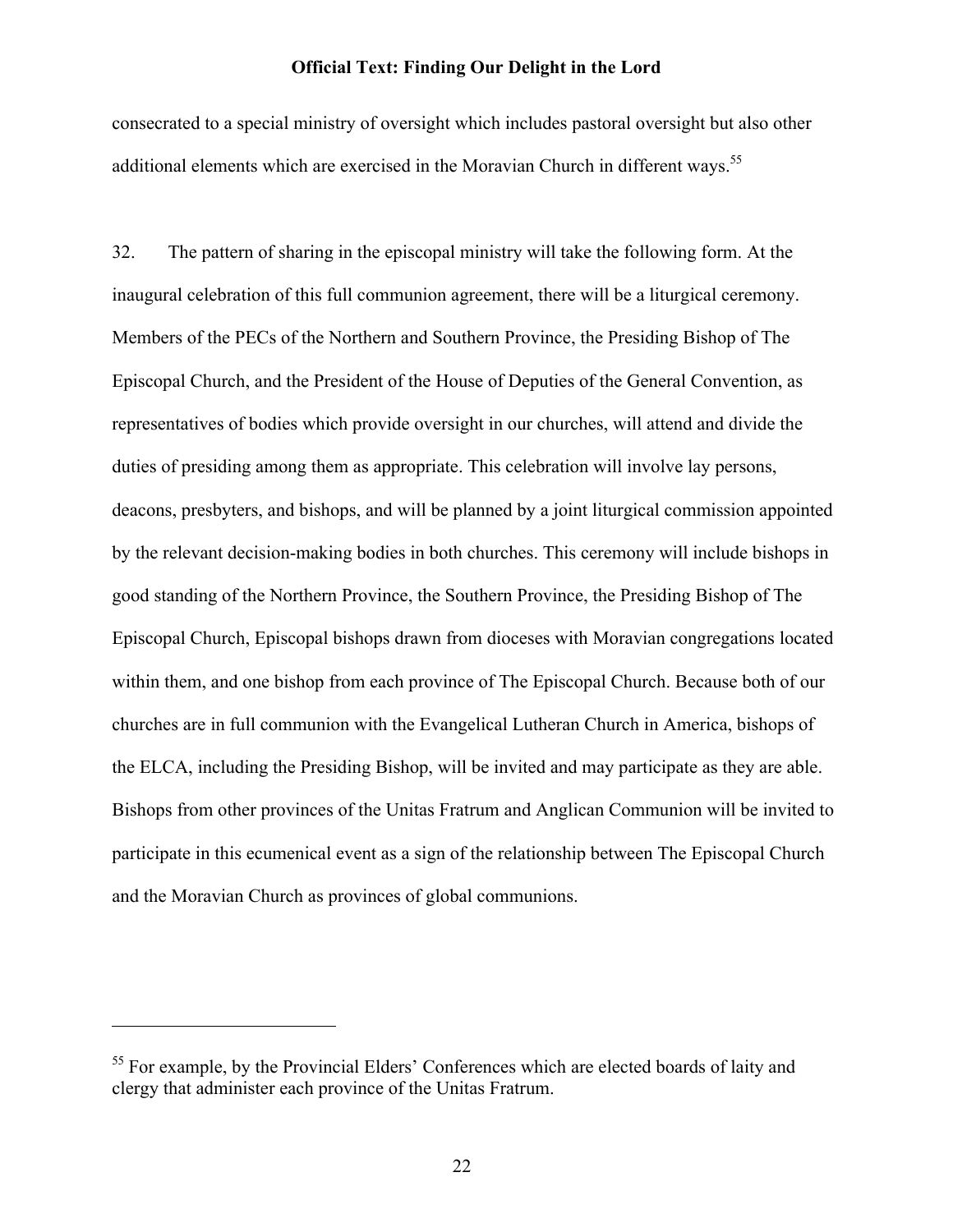consecrated to a special ministry of oversight which includes pastoral oversight but also other additional elements which are exercised in the Moravian Church in different ways.[55]

32. The pattern of sharing in the episcopal ministry will take the following form. At the inaugural celebration of this full communion agreement, there will be a liturgical ceremony. Members of the PECs of the Northern and Southern Province, the Presiding Bishop of The Episcopal Church, and the President of the House of Deputies of the General Convention, as representatives of bodies which provide oversight in our churches, will attend and divide the duties of presiding among them as appropriate. This celebration will involve lay persons, deacons, presbyters, and bishops, and will be planned by a joint liturgical commission appointed by the relevant decision-making bodies in both churches. This ceremony will include bishops in good standing of the Northern Province, the Southern Province, the Presiding Bishop of The Episcopal Church, Episcopal bishops drawn from dioceses with Moravian congregations located within them, and one bishop from each province of The Episcopal Church. Because both of our churches are in full communion with the Evangelical Lutheran Church in America, bishops of the ELCA, including the Presiding Bishop, will be invited and may participate as they are able. Bishops from other provinces of the Unitas Fratrum and Anglican Communion will be invited to participate in this ecumenical event as a sign of the relationship between The Episcopal Church and the Moravian Church as provinces of global communions.

---

[55] For example, by the Provincial Elders' Conferences which are elected boards of laity and clergy that administer each province of the Unitas Fratrum.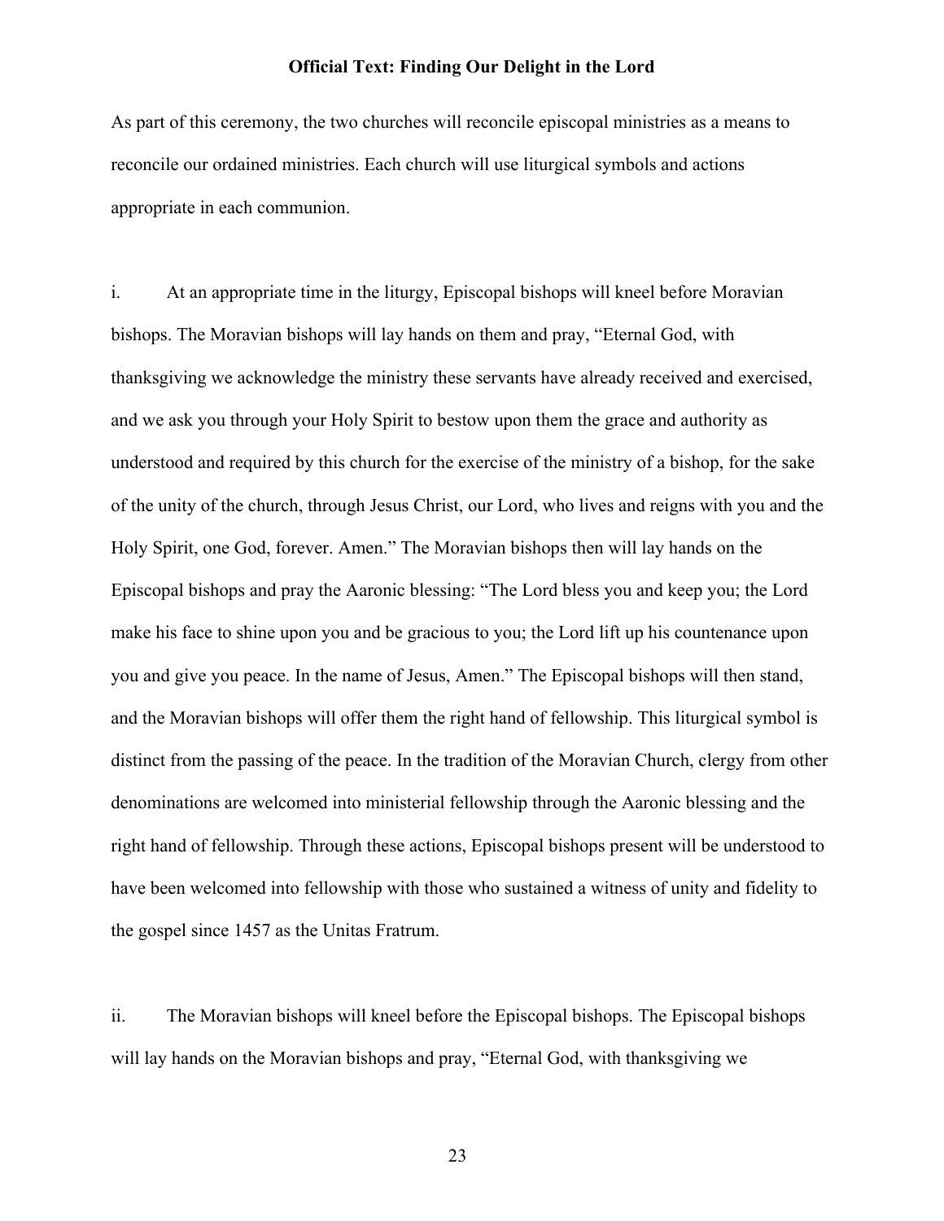**Official Text: Finding Our Delight in the Lord**

As part of this ceremony, the two churches will reconcile episcopal ministries as a means to reconcile our ordained ministries. Each church will use liturgical symbols and actions appropriate in each communion.

i. At an appropriate time in the liturgy, Episcopal bishops will kneel before Moravian bishops. The Moravian bishops will lay hands on them and pray, "Eternal God, with thanksgiving we acknowledge the ministry these servants have already received and exercised, and we ask you through your Holy Spirit to bestow upon them the grace and authority as understood and required by this church for the exercise of the ministry of a bishop, for the sake of the unity of the church, through Jesus Christ, our Lord, who lives and reigns with you and the Holy Spirit, one God, forever. Amen." The Moravian bishops then will lay hands on the Episcopal bishops and pray the Aaronic blessing: "The Lord bless you and keep you; the Lord make his face to shine upon you and be gracious to you; the Lord lift up his countenance upon you and give you peace. In the name of Jesus, Amen." The Episcopal bishops will then stand, and the Moravian bishops will offer them the right hand of fellowship. This liturgical symbol is distinct from the passing of the peace. In the tradition of the Moravian Church, clergy from other denominations are welcomed into ministerial fellowship through the Aaronic blessing and the right hand of fellowship. Through these actions, Episcopal bishops present will be understood to have been welcomed into fellowship with those who sustained a witness of unity and fidelity to the gospel since 1457 as the Unitas Fratrum.

ii. The Moravian bishops will kneel before the Episcopal bishops. The Episcopal bishops will lay hands on the Moravian bishops and pray, "Eternal God, with thanksgiving we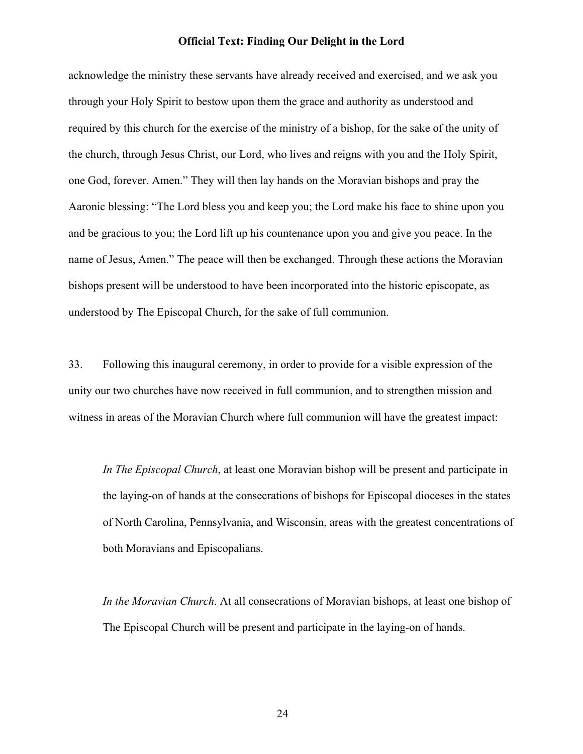acknowledge the ministry these servants have already received and exercised, and we ask you through your Holy Spirit to bestow upon them the grace and authority as understood and required by this church for the exercise of the ministry of a bishop, for the sake of the unity of the church, through Jesus Christ, our Lord, who lives and reigns with you and the Holy Spirit, one God, forever. Amen." They will then lay hands on the Moravian bishops and pray the Aaronic blessing: "The Lord bless you and keep you; the Lord make his face to shine upon you and be gracious to you; the Lord lift up his countenance upon you and give you peace. In the name of Jesus, Amen." The peace will then be exchanged. Through these actions the Moravian bishops present will be understood to have been incorporated into the historic episcopate, as understood by The Episcopal Church, for the sake of full communion.

33. Following this inaugural ceremony, in order to provide for a visible expression of the unity our two churches have now received in full communion, and to strengthen mission and witness in areas of the Moravian Church where full communion will have the greatest impact:

> *In The Episcopal Church*, at least one Moravian bishop will be present and participate in the laying-on of hands at the consecrations of bishops for Episcopal dioceses in the states of North Carolina, Pennsylvania, and Wisconsin, areas with the greatest concentrations of both Moravians and Episcopalians.

> *In the Moravian Church*. At all consecrations of Moravian bishops, at least one bishop of The Episcopal Church will be present and participate in the laying-on of hands.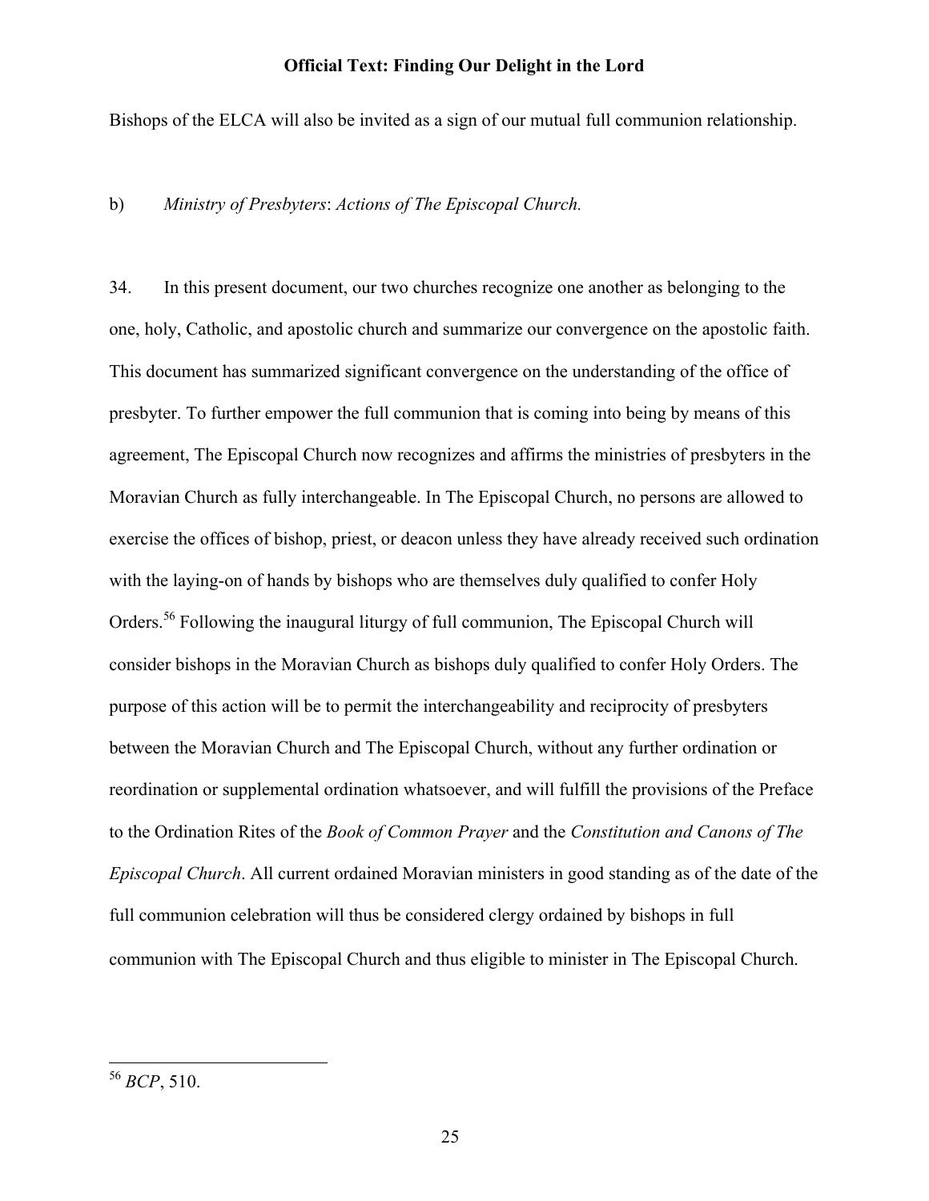Bishops of the ELCA will also be invited as a sign of our mutual full communion relationship.

b) *Ministry of Presbyters*: *Actions of The Episcopal Church.*

34. In this present document, our two churches recognize one another as belonging to the one, holy, Catholic, and apostolic church and summarize our convergence on the apostolic faith. This document has summarized significant convergence on the understanding of the office of presbyter. To further empower the full communion that is coming into being by means of this agreement, The Episcopal Church now recognizes and affirms the ministries of presbyters in the Moravian Church as fully interchangeable. In The Episcopal Church, no persons are allowed to exercise the offices of bishop, priest, or deacon unless they have already received such ordination with the laying-on of hands by bishops who are themselves duly qualified to confer Holy Orders.[56] Following the inaugural liturgy of full communion, The Episcopal Church will consider bishops in the Moravian Church as bishops duly qualified to confer Holy Orders. The purpose of this action will be to permit the interchangeability and reciprocity of presbyters between the Moravian Church and The Episcopal Church, without any further ordination or reordination or supplemental ordination whatsoever, and will fulfill the provisions of the Preface to the Ordination Rites of the *Book of Common Prayer* and the *Constitution and Canons of The Episcopal Church*. All current ordained Moravian ministers in good standing as of the date of the full communion celebration will thus be considered clergy ordained by bishops in full communion with The Episcopal Church and thus eligible to minister in The Episcopal Church.

---

[56] *BCP*, 510.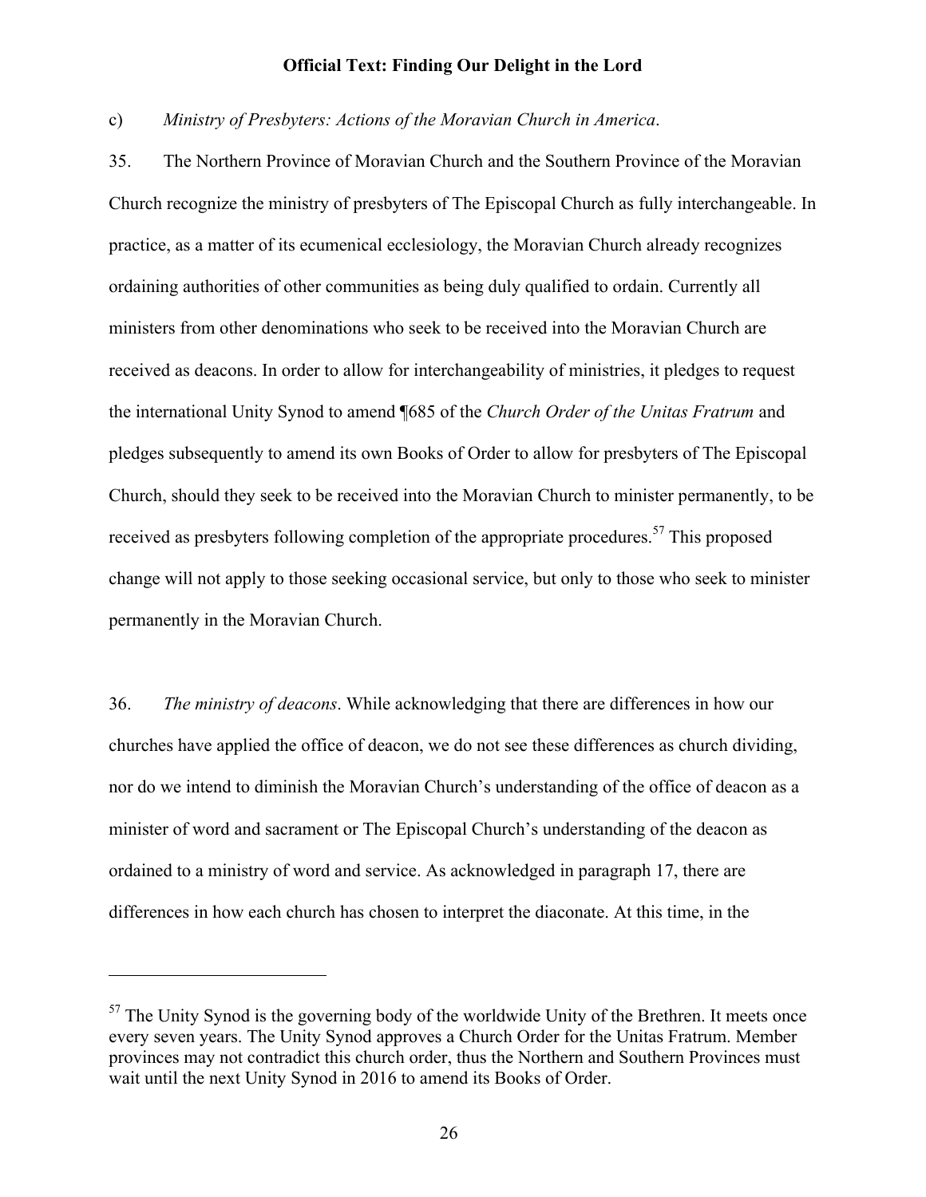c) *Ministry of Presbyters: Actions of the Moravian Church in America*.

35. The Northern Province of Moravian Church and the Southern Province of the Moravian Church recognize the ministry of presbyters of The Episcopal Church as fully interchangeable. In practice, as a matter of its ecumenical ecclesiology, the Moravian Church already recognizes ordaining authorities of other communities as being duly qualified to ordain. Currently all ministers from other denominations who seek to be received into the Moravian Church are received as deacons. In order to allow for interchangeability of ministries, it pledges to request the international Unity Synod to amend ¶685 of the *Church Order of the Unitas Fratrum* and pledges subsequently to amend its own Books of Order to allow for presbyters of The Episcopal Church, should they seek to be received into the Moravian Church to minister permanently, to be received as presbyters following completion of the appropriate procedures.[57] This proposed change will not apply to those seeking occasional service, but only to those who seek to minister permanently in the Moravian Church.

36. *The ministry of deacons*. While acknowledging that there are differences in how our churches have applied the office of deacon, we do not see these differences as church dividing, nor do we intend to diminish the Moravian Church's understanding of the office of deacon as a minister of word and sacrament or The Episcopal Church's understanding of the deacon as ordained to a ministry of word and service. As acknowledged in paragraph 17, there are differences in how each church has chosen to interpret the diaconate. At this time, in the

---

[57] The Unity Synod is the governing body of the worldwide Unity of the Brethren. It meets once every seven years. The Unity Synod approves a Church Order for the Unitas Fratrum. Member provinces may not contradict this church order, thus the Northern and Southern Provinces must wait until the next Unity Synod in 2016 to amend its Books of Order.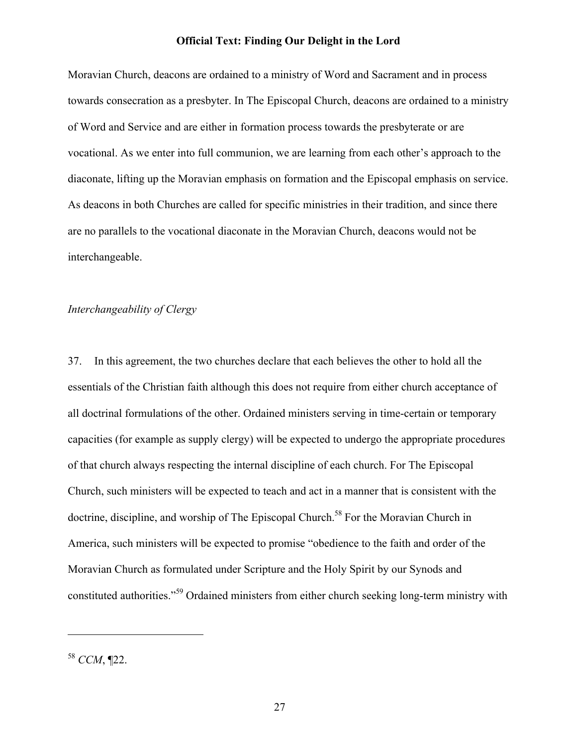Moravian Church, deacons are ordained to a ministry of Word and Sacrament and in process towards consecration as a presbyter. In The Episcopal Church, deacons are ordained to a ministry of Word and Service and are either in formation process towards the presbyterate or are vocational. As we enter into full communion, we are learning from each other's approach to the diaconate, lifting up the Moravian emphasis on formation and the Episcopal emphasis on service. As deacons in both Churches are called for specific ministries in their tradition, and since there are no parallels to the vocational diaconate in the Moravian Church, deacons would not be interchangeable.

*Interchangeability of Clergy*

37. In this agreement, the two churches declare that each believes the other to hold all the essentials of the Christian faith although this does not require from either church acceptance of all doctrinal formulations of the other. Ordained ministers serving in time-certain or temporary capacities (for example as supply clergy) will be expected to undergo the appropriate procedures of that church always respecting the internal discipline of each church. For The Episcopal Church, such ministers will be expected to teach and act in a manner that is consistent with the doctrine, discipline, and worship of The Episcopal Church.[58] For the Moravian Church in America, such ministers will be expected to promise "obedience to the faith and order of the Moravian Church as formulated under Scripture and the Holy Spirit by our Synods and constituted authorities."[59] Ordained ministers from either church seeking long-term ministry with

---

[58] *CCM*, ¶22.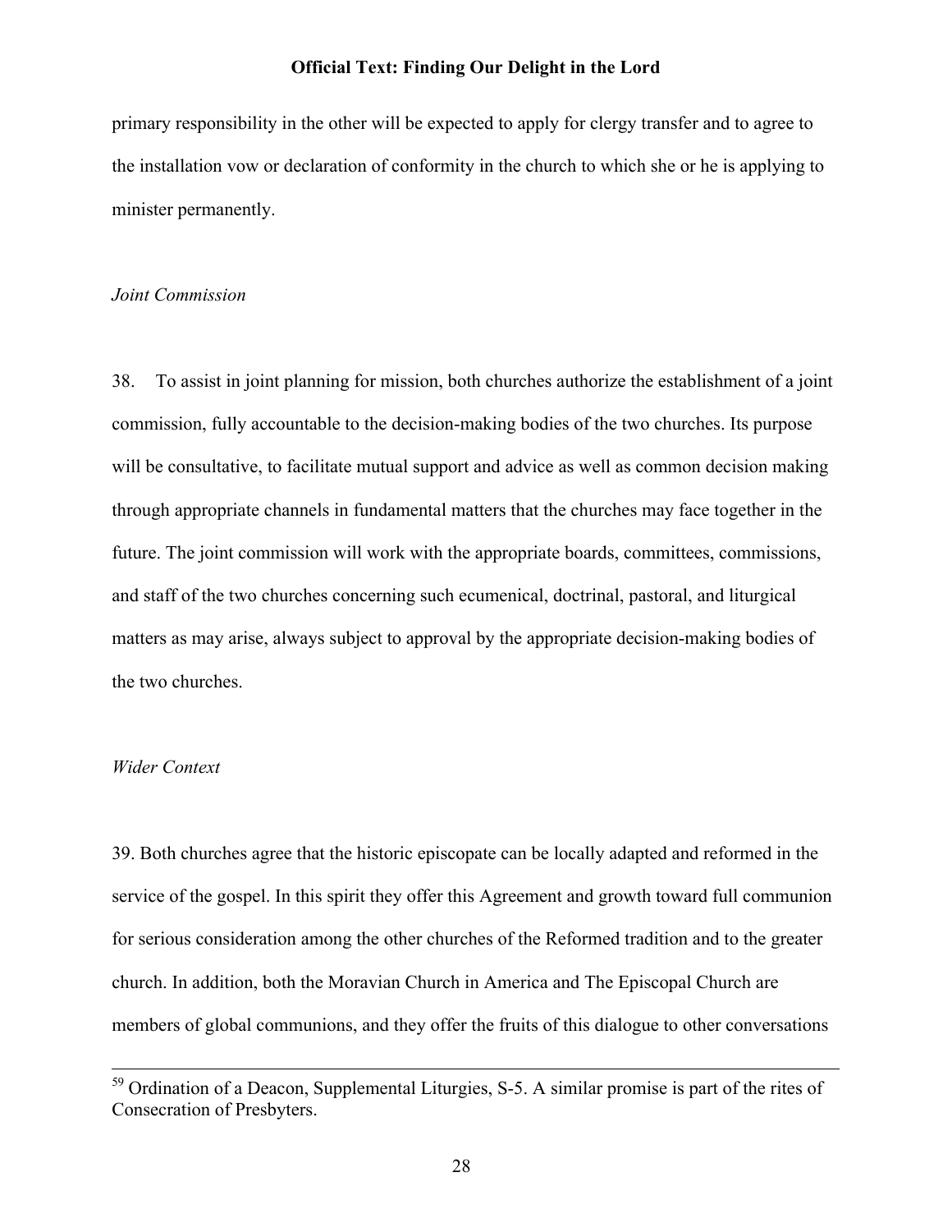primary responsibility in the other will be expected to apply for clergy transfer and to agree to the installation vow or declaration of conformity in the church to which she or he is applying to minister permanently.

*Joint Commission*

38. To assist in joint planning for mission, both churches authorize the establishment of a joint commission, fully accountable to the decision-making bodies of the two churches. Its purpose will be consultative, to facilitate mutual support and advice as well as common decision making through appropriate channels in fundamental matters that the churches may face together in the future. The joint commission will work with the appropriate boards, committees, commissions, and staff of the two churches concerning such ecumenical, doctrinal, pastoral, and liturgical matters as may arise, always subject to approval by the appropriate decision-making bodies of the two churches.

*Wider Context*

39. Both churches agree that the historic episcopate can be locally adapted and reformed in the service of the gospel. In this spirit they offer this Agreement and growth toward full communion for serious consideration among the other churches of the Reformed tradition and to the greater church. In addition, both the Moravian Church in America and The Episcopal Church are members of global communions, and they offer the fruits of this dialogue to other conversations

---

[59] Ordination of a Deacon, Supplemental Liturgies, S-5. A similar promise is part of the rites of Consecration of Presbyters.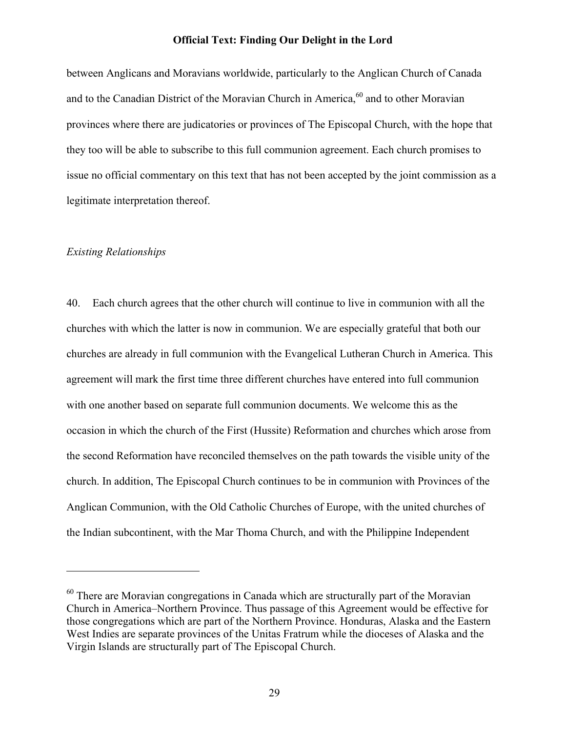between Anglicans and Moravians worldwide, particularly to the Anglican Church of Canada and to the Canadian District of the Moravian Church in America,[60] and to other Moravian provinces where there are judicatories or provinces of The Episcopal Church, with the hope that they too will be able to subscribe to this full communion agreement. Each church promises to issue no official commentary on this text that has not been accepted by the joint commission as a legitimate interpretation thereof.

*Existing Relationships*

40. Each church agrees that the other church will continue to live in communion with all the churches with which the latter is now in communion. We are especially grateful that both our churches are already in full communion with the Evangelical Lutheran Church in America. This agreement will mark the first time three different churches have entered into full communion with one another based on separate full communion documents. We welcome this as the occasion in which the church of the First (Hussite) Reformation and churches which arose from the second Reformation have reconciled themselves on the path towards the visible unity of the church. In addition, The Episcopal Church continues to be in communion with Provinces of the Anglican Communion, with the Old Catholic Churches of Europe, with the united churches of the Indian subcontinent, with the Mar Thoma Church, and with the Philippine Independent

---

[60] There are Moravian congregations in Canada which are structurally part of the Moravian Church in America–Northern Province. Thus passage of this Agreement would be effective for those congregations which are part of the Northern Province. Honduras, Alaska and the Eastern West Indies are separate provinces of the Unitas Fratrum while the dioceses of Alaska and the Virgin Islands are structurally part of The Episcopal Church.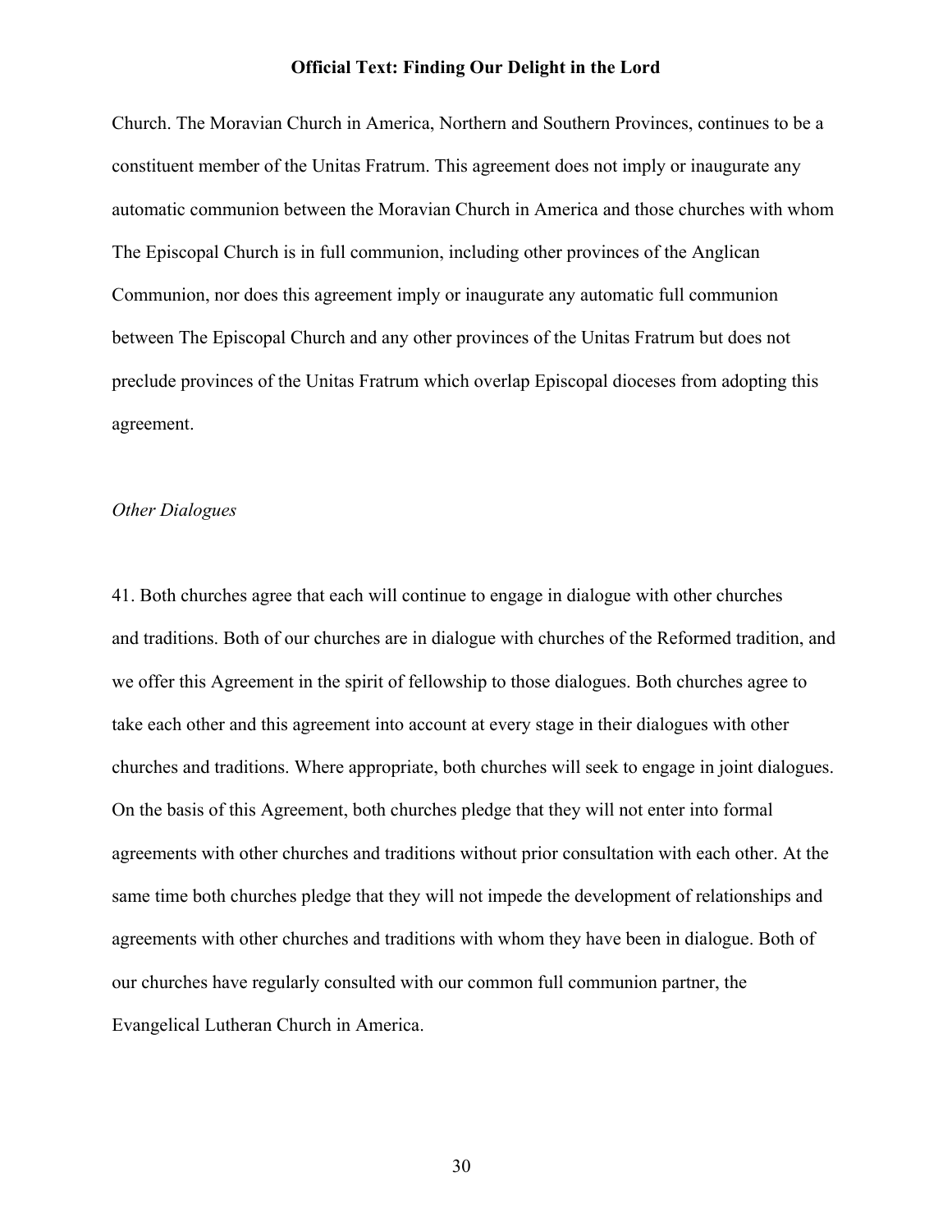Church. The Moravian Church in America, Northern and Southern Provinces, continues to be a constituent member of the Unitas Fratrum. This agreement does not imply or inaugurate any automatic communion between the Moravian Church in America and those churches with whom The Episcopal Church is in full communion, including other provinces of the Anglican Communion, nor does this agreement imply or inaugurate any automatic full communion between The Episcopal Church and any other provinces of the Unitas Fratrum but does not preclude provinces of the Unitas Fratrum which overlap Episcopal dioceses from adopting this agreement.

*Other Dialogues*

41. Both churches agree that each will continue to engage in dialogue with other churches and traditions. Both of our churches are in dialogue with churches of the Reformed tradition, and we offer this Agreement in the spirit of fellowship to those dialogues. Both churches agree to take each other and this agreement into account at every stage in their dialogues with other churches and traditions. Where appropriate, both churches will seek to engage in joint dialogues. On the basis of this Agreement, both churches pledge that they will not enter into formal agreements with other churches and traditions without prior consultation with each other. At the same time both churches pledge that they will not impede the development of relationships and agreements with other churches and traditions with whom they have been in dialogue. Both of our churches have regularly consulted with our common full communion partner, the Evangelical Lutheran Church in America.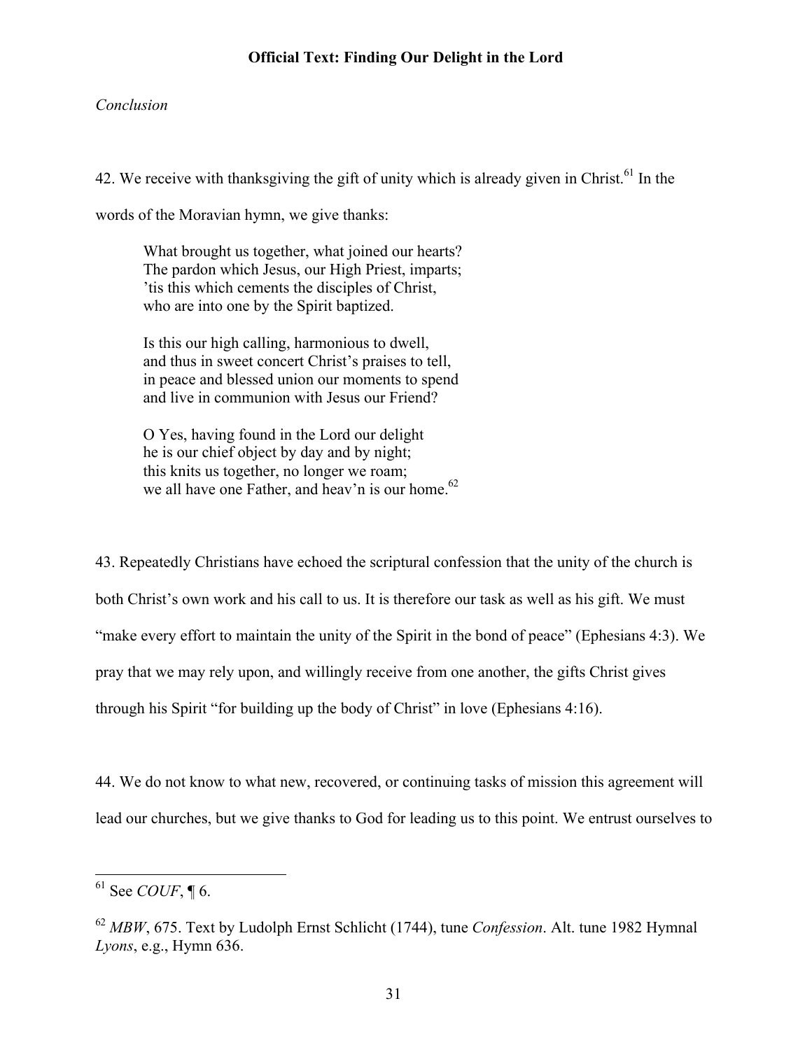*Conclusion*

42. We receive with thanksgiving the gift of unity which is already given in Christ.[61] In the words of the Moravian hymn, we give thanks:

> What brought us together, what joined our hearts?  
> The pardon which Jesus, our High Priest, imparts;  
> 'tis this which cements the disciples of Christ,  
> who are into one by the Spirit baptized.
>
> Is this our high calling, harmonious to dwell,  
> and thus in sweet concert Christ's praises to tell,  
> in peace and blessed union our moments to spend  
> and live in communion with Jesus our Friend?
>
> O Yes, having found in the Lord our delight  
> he is our chief object by day and by night;  
> this knits us together, no longer we roam;  
> we all have one Father, and heav'n is our home.[62]

43. Repeatedly Christians have echoed the scriptural confession that the unity of the church is both Christ's own work and his call to us. It is therefore our task as well as his gift. We must "make every effort to maintain the unity of the Spirit in the bond of peace" (Ephesians 4:3). We pray that we may rely upon, and willingly receive from one another, the gifts Christ gives through his Spirit "for building up the body of Christ" in love (Ephesians 4:16).

44. We do not know to what new, recovered, or continuing tasks of mission this agreement will lead our churches, but we give thanks to God for leading us to this point. We entrust ourselves to

---

[61] See *COUF*, ¶ 6.

[62] *MBW*, 675. Text by Ludolph Ernst Schlicht (1744), tune *Confession*. Alt. tune 1982 Hymnal *Lyons*, e.g., Hymn 636.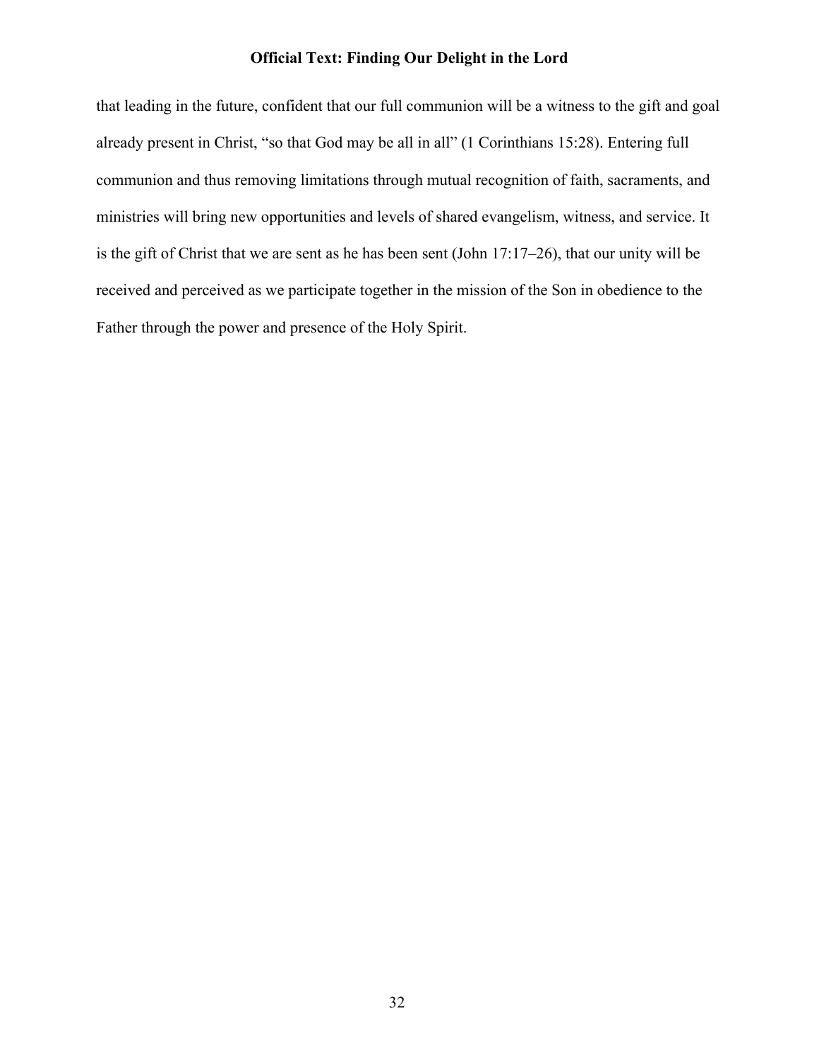that leading in the future, confident that our full communion will be a witness to the gift and goal already present in Christ, "so that God may be all in all" (1 Corinthians 15:28). Entering full communion and thus removing limitations through mutual recognition of faith, sacraments, and ministries will bring new opportunities and levels of shared evangelism, witness, and service. It is the gift of Christ that we are sent as he has been sent (John 17:17–26), that our unity will be received and perceived as we participate together in the mission of the Son in obedience to the Father through the power and presence of the Holy Spirit.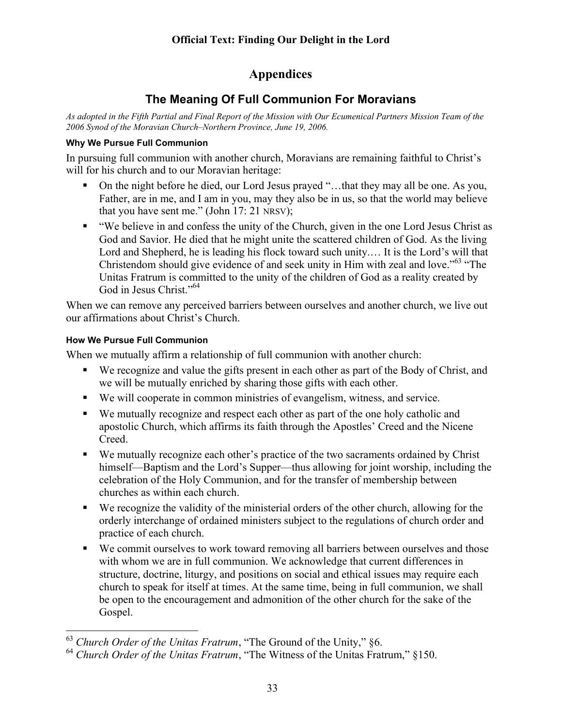# Appendices

## The Meaning Of Full Communion For Moravians

*As adopted in the Fifth Partial and Final Report of the Mission with Our Ecumenical Partners Mission Team of the 2006 Synod of the Moravian Church–Northern Province, June 19, 2006.*

### Why We Pursue Full Communion

In pursuing full communion with another church, Moravians are remaining faithful to Christ's will for his church and to our Moravian heritage:

- On the night before he died, our Lord Jesus prayed "…that they may all be one. As you, Father, are in me, and I am in you, may they also be in us, so that the world may believe that you have sent me." (John 17: 21 NRSV);
- "We believe in and confess the unity of the Church, given in the one Lord Jesus Christ as God and Savior. He died that he might unite the scattered children of God. As the living Lord and Shepherd, he is leading his flock toward such unity.… It is the Lord's will that Christendom should give evidence of and seek unity in Him with zeal and love."[63] "The Unitas Fratrum is committed to the unity of the children of God as a reality created by God in Jesus Christ."[64]

When we can remove any perceived barriers between ourselves and another church, we live out our affirmations about Christ's Church.

### How We Pursue Full Communion

When we mutually affirm a relationship of full communion with another church:

- We recognize and value the gifts present in each other as part of the Body of Christ, and we will be mutually enriched by sharing those gifts with each other.
- We will cooperate in common ministries of evangelism, witness, and service.
- We mutually recognize and respect each other as part of the one holy catholic and apostolic Church, which affirms its faith through the Apostles' Creed and the Nicene Creed.
- We mutually recognize each other's practice of the two sacraments ordained by Christ himself—Baptism and the Lord's Supper—thus allowing for joint worship, including the celebration of the Holy Communion, and for the transfer of membership between churches as within each church.
- We recognize the validity of the ministerial orders of the other church, allowing for the orderly interchange of ordained ministers subject to the regulations of church order and practice of each church.
- We commit ourselves to work toward removing all barriers between ourselves and those with whom we are in full communion. We acknowledge that current differences in structure, doctrine, liturgy, and positions on social and ethical issues may require each church to speak for itself at times. At the same time, being in full communion, we shall be open to the encouragement and admonition of the other church for the sake of the Gospel.

---

[63] *Church Order of the Unitas Fratrum*, "The Ground of the Unity," §6.

[64] *Church Order of the Unitas Fratrum*, "The Witness of the Unitas Fratrum," §150.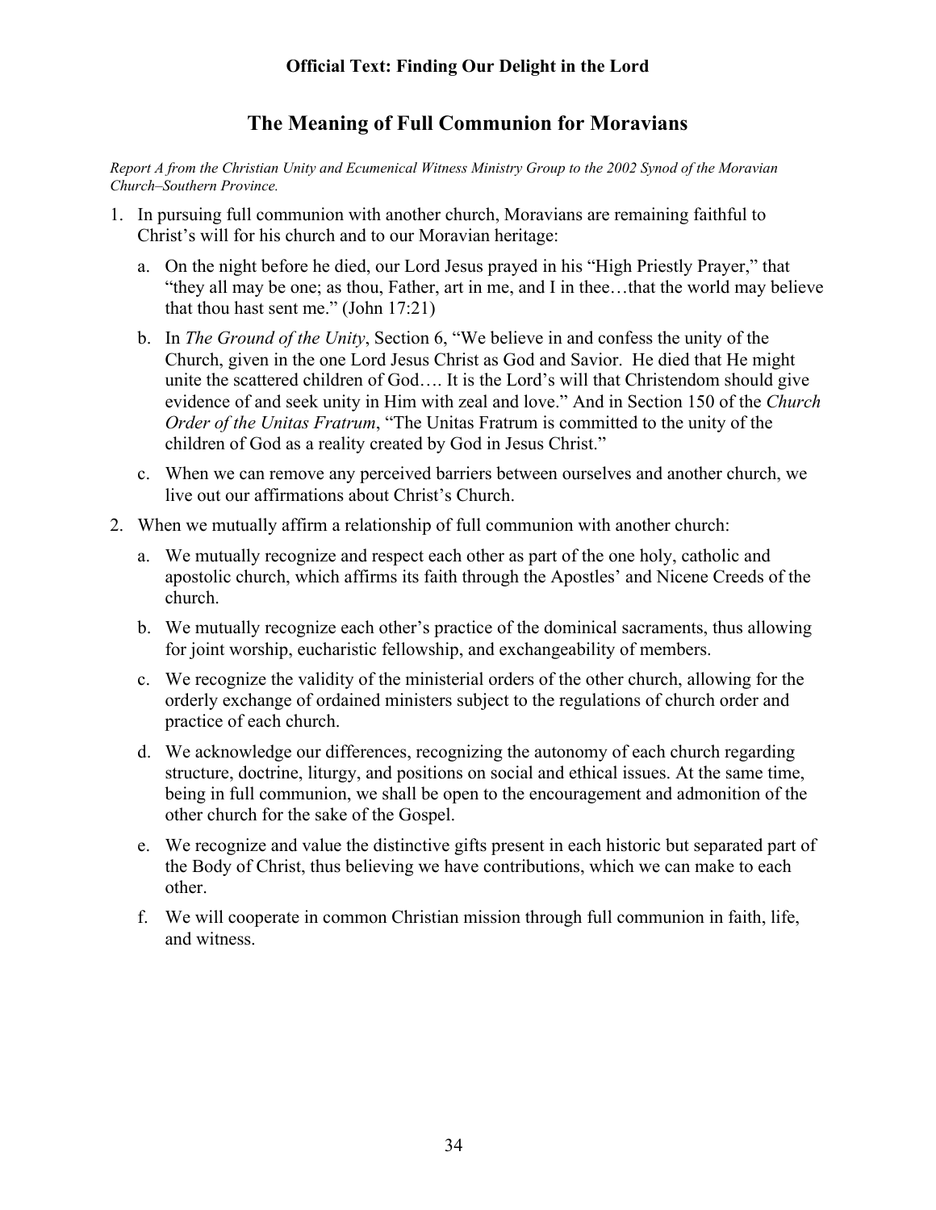**Official Text: Finding Our Delight in the Lord**

# The Meaning of Full Communion for Moravians

*Report A from the Christian Unity and Ecumenical Witness Ministry Group to the 2002 Synod of the Moravian Church–Southern Province.*

1. In pursuing full communion with another church, Moravians are remaining faithful to Christ's will for his church and to our Moravian heritage:

   a. On the night before he died, our Lord Jesus prayed in his "High Priestly Prayer," that "they all may be one; as thou, Father, art in me, and I in thee…that the world may believe that thou hast sent me." (John 17:21)

   b. In *The Ground of the Unity*, Section 6, "We believe in and confess the unity of the Church, given in the one Lord Jesus Christ as God and Savior. He died that He might unite the scattered children of God…. It is the Lord's will that Christendom should give evidence of and seek unity in Him with zeal and love." And in Section 150 of the *Church Order of the Unitas Fratrum*, "The Unitas Fratrum is committed to the unity of the children of God as a reality created by God in Jesus Christ."

   c. When we can remove any perceived barriers between ourselves and another church, we live out our affirmations about Christ's Church.

2. When we mutually affirm a relationship of full communion with another church:

   a. We mutually recognize and respect each other as part of the one holy, catholic and apostolic church, which affirms its faith through the Apostles' and Nicene Creeds of the church.

   b. We mutually recognize each other's practice of the dominical sacraments, thus allowing for joint worship, eucharistic fellowship, and exchangeability of members.

   c. We recognize the validity of the ministerial orders of the other church, allowing for the orderly exchange of ordained ministers subject to the regulations of church order and practice of each church.

   d. We acknowledge our differences, recognizing the autonomy of each church regarding structure, doctrine, liturgy, and positions on social and ethical issues. At the same time, being in full communion, we shall be open to the encouragement and admonition of the other church for the sake of the Gospel.

   e. We recognize and value the distinctive gifts present in each historic but separated part of the Body of Christ, thus believing we have contributions, which we can make to each other.

   f. We will cooperate in common Christian mission through full communion in faith, life, and witness.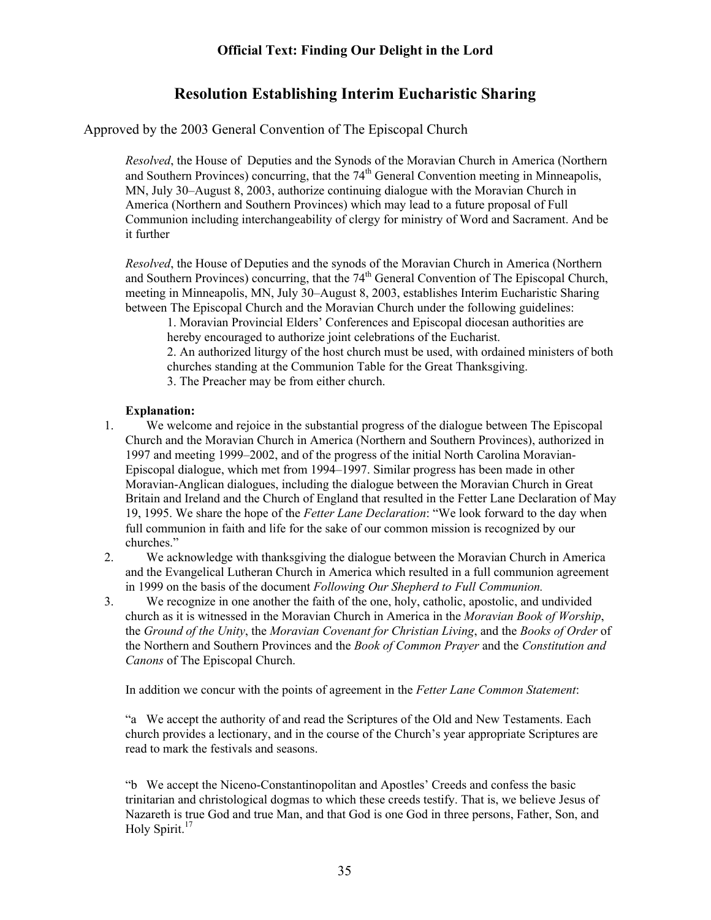**Official Text: Finding Our Delight in the Lord**

## Resolution Establishing Interim Eucharistic Sharing

Approved by the 2003 General Convention of The Episcopal Church

*Resolved*, the House of Deputies and the Synods of the Moravian Church in America (Northern and Southern Provinces) concurring, that the 74th General Convention meeting in Minneapolis, MN, July 30–August 8, 2003, authorize continuing dialogue with the Moravian Church in America (Northern and Southern Provinces) which may lead to a future proposal of Full Communion including interchangeability of clergy for ministry of Word and Sacrament. And be it further

*Resolved*, the House of Deputies and the synods of the Moravian Church in America (Northern and Southern Provinces) concurring, that the 74th General Convention of The Episcopal Church, meeting in Minneapolis, MN, July 30–August 8, 2003, establishes Interim Eucharistic Sharing between The Episcopal Church and the Moravian Church under the following guidelines:

1. Moravian Provincial Elders' Conferences and Episcopal diocesan authorities are hereby encouraged to authorize joint celebrations of the Eucharist.
2. An authorized liturgy of the host church must be used, with ordained ministers of both churches standing at the Communion Table for the Great Thanksgiving.
3. The Preacher may be from either church.

**Explanation:**

1. We welcome and rejoice in the substantial progress of the dialogue between The Episcopal Church and the Moravian Church in America (Northern and Southern Provinces), authorized in 1997 and meeting 1999–2002, and of the progress of the initial North Carolina Moravian-Episcopal dialogue, which met from 1994–1997. Similar progress has been made in other Moravian-Anglican dialogues, including the dialogue between the Moravian Church in Great Britain and Ireland and the Church of England that resulted in the Fetter Lane Declaration of May 19, 1995. We share the hope of the *Fetter Lane Declaration*: "We look forward to the day when full communion in faith and life for the sake of our common mission is recognized by our churches."
2. We acknowledge with thanksgiving the dialogue between the Moravian Church in America and the Evangelical Lutheran Church in America which resulted in a full communion agreement in 1999 on the basis of the document *Following Our Shepherd to Full Communion.*
3. We recognize in one another the faith of the one, holy, catholic, apostolic, and undivided church as it is witnessed in the Moravian Church in America in the *Moravian Book of Worship*, the *Ground of the Unity*, the *Moravian Covenant for Christian Living*, and the *Books of Order* of the Northern and Southern Provinces and the *Book of Common Prayer* and the *Constitution and Canons* of The Episcopal Church.

In addition we concur with the points of agreement in the *Fetter Lane Common Statement*:

"a We accept the authority of and read the Scriptures of the Old and New Testaments. Each church provides a lectionary, and in the course of the Church's year appropriate Scriptures are read to mark the festivals and seasons.

"b We accept the Niceno-Constantinopolitan and Apostles' Creeds and confess the basic trinitarian and christological dogmas to which these creeds testify. That is, we believe Jesus of Nazareth is true God and true Man, and that God is one God in three persons, Father, Son, and Holy Spirit.[17]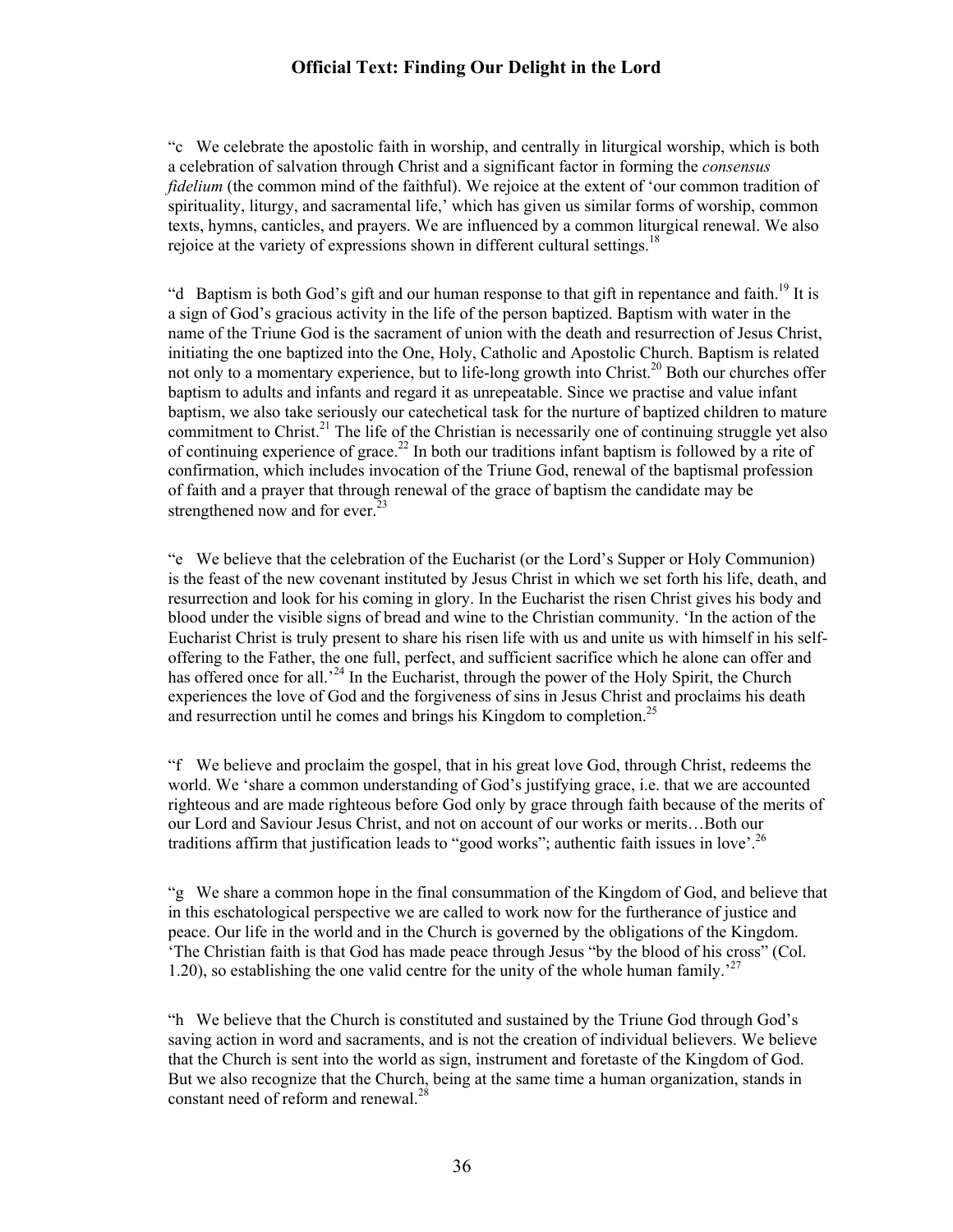"c We celebrate the apostolic faith in worship, and centrally in liturgical worship, which is both a celebration of salvation through Christ and a significant factor in forming the *consensus fidelium* (the common mind of the faithful). We rejoice at the extent of 'our common tradition of spirituality, liturgy, and sacramental life,' which has given us similar forms of worship, common texts, hymns, canticles, and prayers. We are influenced by a common liturgical renewal. We also rejoice at the variety of expressions shown in different cultural settings.[18]

"d Baptism is both God's gift and our human response to that gift in repentance and faith.[19] It is a sign of God's gracious activity in the life of the person baptized. Baptism with water in the name of the Triune God is the sacrament of union with the death and resurrection of Jesus Christ, initiating the one baptized into the One, Holy, Catholic and Apostolic Church. Baptism is related not only to a momentary experience, but to life-long growth into Christ.[20] Both our churches offer baptism to adults and infants and regard it as unrepeatable. Since we practise and value infant baptism, we also take seriously our catechetical task for the nurture of baptized children to mature commitment to Christ.[21] The life of the Christian is necessarily one of continuing struggle yet also of continuing experience of grace.[22] In both our traditions infant baptism is followed by a rite of confirmation, which includes invocation of the Triune God, renewal of the baptismal profession of faith and a prayer that through renewal of the grace of baptism the candidate may be strengthened now and for ever.[23]

"e We believe that the celebration of the Eucharist (or the Lord's Supper or Holy Communion) is the feast of the new covenant instituted by Jesus Christ in which we set forth his life, death, and resurrection and look for his coming in glory. In the Eucharist the risen Christ gives his body and blood under the visible signs of bread and wine to the Christian community. 'In the action of the Eucharist Christ is truly present to share his risen life with us and unite us with himself in his self-offering to the Father, the one full, perfect, and sufficient sacrifice which he alone can offer and has offered once for all.'[24] In the Eucharist, through the power of the Holy Spirit, the Church experiences the love of God and the forgiveness of sins in Jesus Christ and proclaims his death and resurrection until he comes and brings his Kingdom to completion.[25]

"f We believe and proclaim the gospel, that in his great love God, through Christ, redeems the world. We 'share a common understanding of God's justifying grace, i.e. that we are accounted righteous and are made righteous before God only by grace through faith because of the merits of our Lord and Saviour Jesus Christ, and not on account of our works or merits…Both our traditions affirm that justification leads to "good works"; authentic faith issues in love'.[26]

"g We share a common hope in the final consummation of the Kingdom of God, and believe that in this eschatological perspective we are called to work now for the furtherance of justice and peace. Our life in the world and in the Church is governed by the obligations of the Kingdom. 'The Christian faith is that God has made peace through Jesus "by the blood of his cross" (Col. 1.20), so establishing the one valid centre for the unity of the whole human family.'[27]

"h We believe that the Church is constituted and sustained by the Triune God through God's saving action in word and sacraments, and is not the creation of individual believers. We believe that the Church is sent into the world as sign, instrument and foretaste of the Kingdom of God. But we also recognize that the Church, being at the same time a human organization, stands in constant need of reform and renewal.[28]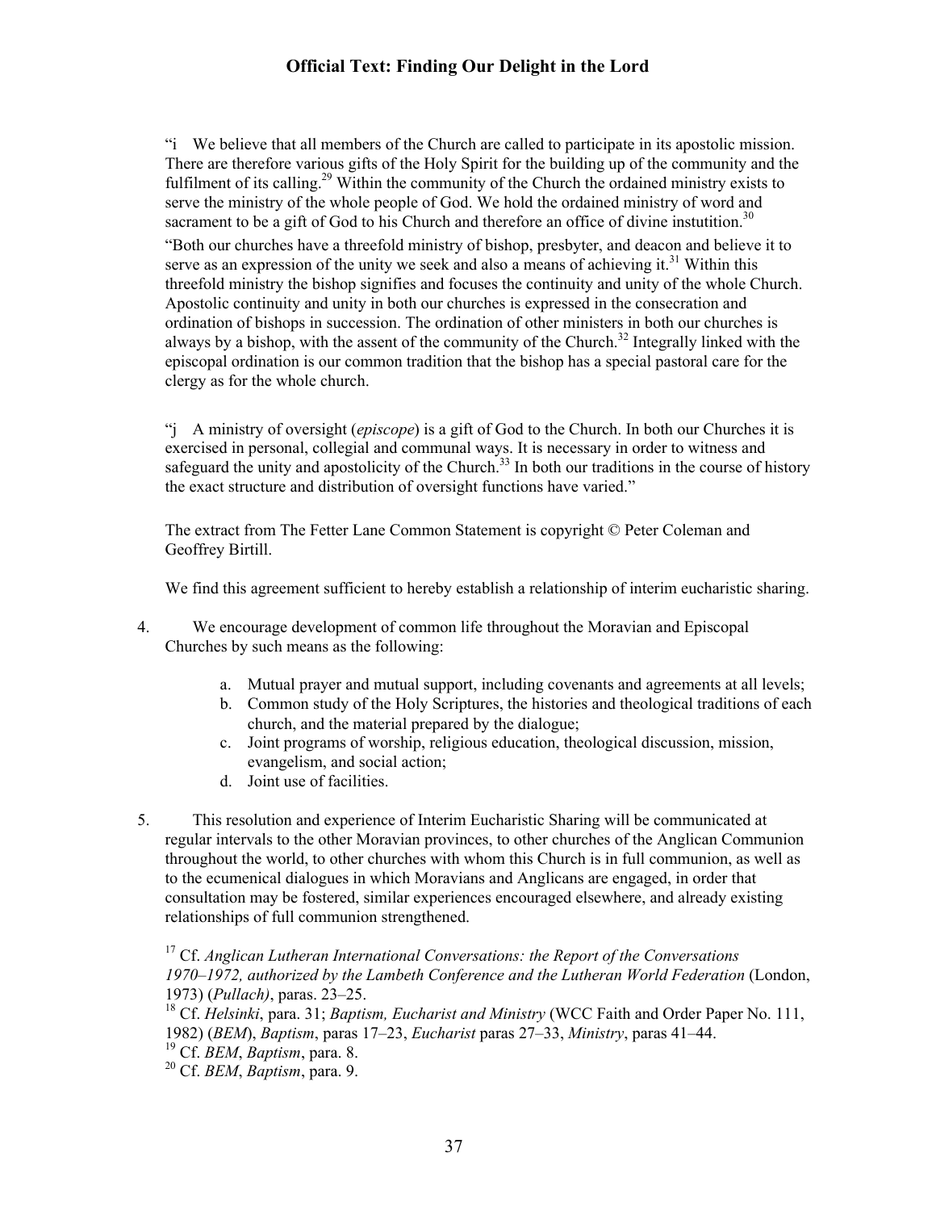"i We believe that all members of the Church are called to participate in its apostolic mission. There are therefore various gifts of the Holy Spirit for the building up of the community and the fulfilment of its calling.[29] Within the community of the Church the ordained ministry exists to serve the ministry of the whole people of God. We hold the ordained ministry of word and sacrament to be a gift of God to his Church and therefore an office of divine instutition.[30]

"Both our churches have a threefold ministry of bishop, presbyter, and deacon and believe it to serve as an expression of the unity we seek and also a means of achieving it.[31] Within this threefold ministry the bishop signifies and focuses the continuity and unity of the whole Church. Apostolic continuity and unity in both our churches is expressed in the consecration and ordination of bishops in succession. The ordination of other ministers in both our churches is always by a bishop, with the assent of the community of the Church.[32] Integrally linked with the episcopal ordination is our common tradition that the bishop has a special pastoral care for the clergy as for the whole church.

"j A ministry of oversight (*episcope*) is a gift of God to the Church. In both our Churches it is exercised in personal, collegial and communal ways. It is necessary in order to witness and safeguard the unity and apostolicity of the Church.[33] In both our traditions in the course of history the exact structure and distribution of oversight functions have varied."

The extract from The Fetter Lane Common Statement is copyright © Peter Coleman and Geoffrey Birtill.

We find this agreement sufficient to hereby establish a relationship of interim eucharistic sharing.

4. We encourage development of common life throughout the Moravian and Episcopal Churches by such means as the following:

   a. Mutual prayer and mutual support, including covenants and agreements at all levels;
   b. Common study of the Holy Scriptures, the histories and theological traditions of each church, and the material prepared by the dialogue;
   c. Joint programs of worship, religious education, theological discussion, mission, evangelism, and social action;
   d. Joint use of facilities.

5. This resolution and experience of Interim Eucharistic Sharing will be communicated at regular intervals to the other Moravian provinces, to other churches of the Anglican Communion throughout the world, to other churches with whom this Church is in full communion, as well as to the ecumenical dialogues in which Moravians and Anglicans are engaged, in order that consultation may be fostered, similar experiences encouraged elsewhere, and already existing relationships of full communion strengthened.

[17] Cf. *Anglican Lutheran International Conversations: the Report of the Conversations 1970–1972, authorized by the Lambeth Conference and the Lutheran World Federation* (London, 1973) (*Pullach)*, paras. 23–25.
[18] Cf. *Helsinki*, para. 31; *Baptism, Eucharist and Ministry* (WCC Faith and Order Paper No. 111, 1982) (*BEM*), *Baptism*, paras 17–23, *Eucharist* paras 27–33, *Ministry*, paras 41–44.
[19] Cf. *BEM*, *Baptism*, para. 8.
[20] Cf. *BEM*, *Baptism*, para. 9.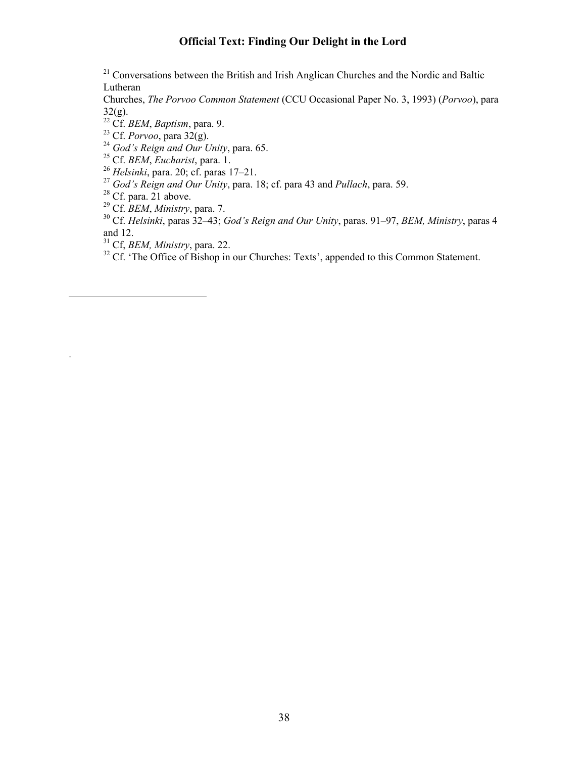[21] Conversations between the British and Irish Anglican Churches and the Nordic and Baltic Lutheran Churches, *The Porvoo Common Statement* (CCU Occasional Paper No. 3, 1993) (*Porvoo*), para 32(g).

[22] Cf. *BEM*, *Baptism*, para. 9.

[23] Cf. *Porvoo*, para 32(g).

[24] *God's Reign and Our Unity*, para. 65.

[25] Cf. *BEM*, *Eucharist*, para. 1.

[26] *Helsinki*, para. 20; cf. paras 17–21.

[27] *God's Reign and Our Unity*, para. 18; cf. para 43 and *Pullach*, para. 59.

[28] Cf. para. 21 above.

[29] Cf. *BEM*, *Ministry*, para. 7.

[30] Cf. *Helsinki*, paras 32–43; *God's Reign and Our Unity*, paras. 91–97, *BEM, Ministry*, paras 4 and 12.

[31] Cf, *BEM, Ministry*, para. 22.

[32] Cf. 'The Office of Bishop in our Churches: Texts', appended to this Common Statement.

.